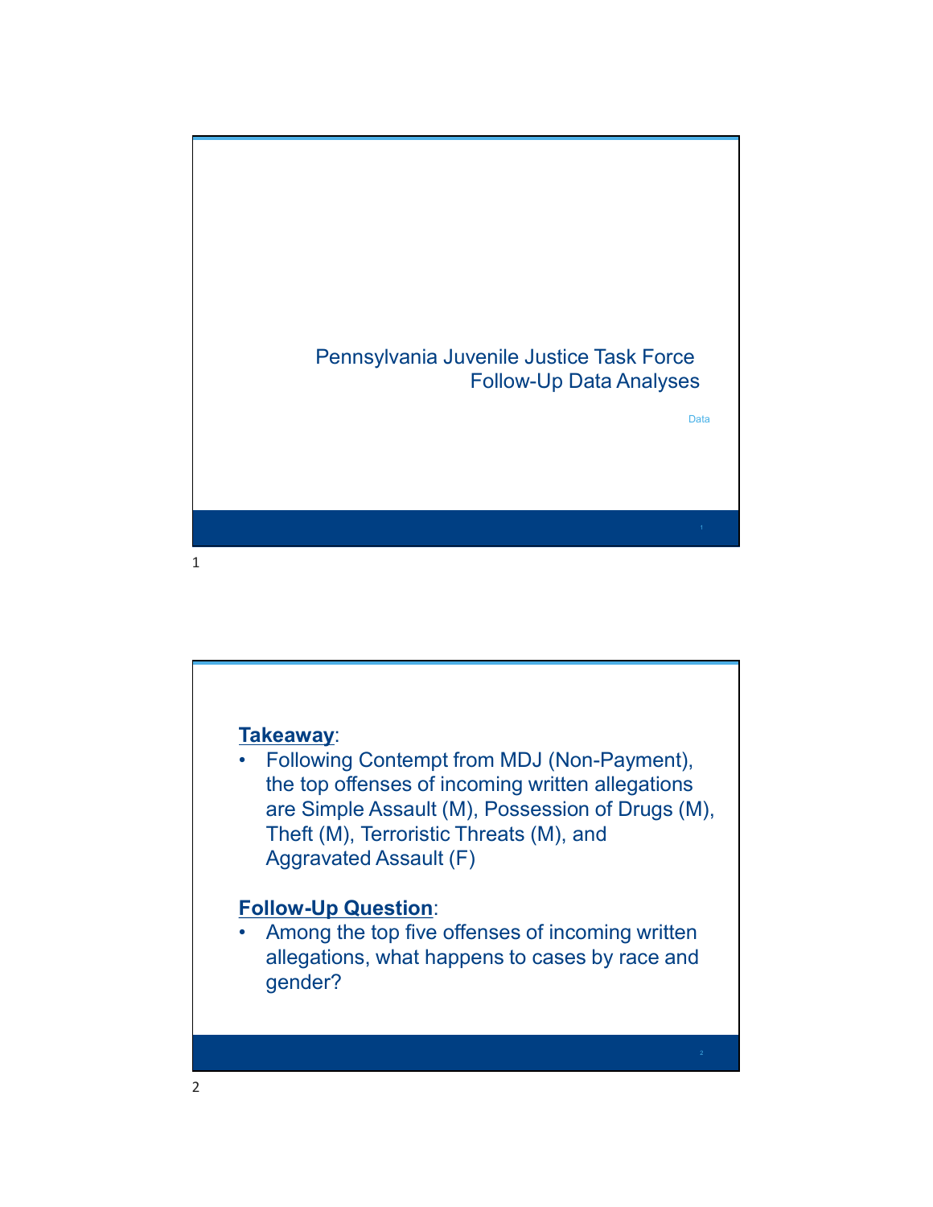# Pennsylvania Juvenile Justice Task Force Follow-Up Data Analyses

Data

**Takeaway**:

- Following Contempt from MDJ (Non-Payment), the top offenses of incoming written allegations are Simple Assault (M), Possession of Drugs (M), Theft (M), Terroristic Threats (M), and Aggravated Assault (F)

**Follow-Up Question**:

- Among the top five offenses of incoming written allegations, what happens to cases by race and gender?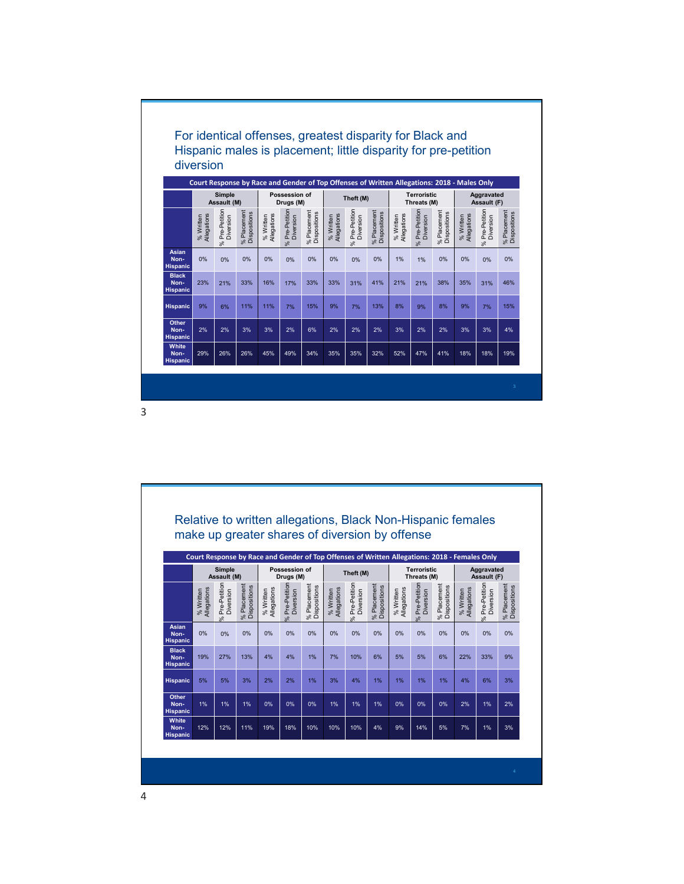## For identical offenses, greatest disparity for Black and Hispanic males is placement; little disparity for pre-petition diversion

**Court Response by Race and Gender of Top Offenses of Written Allegations: 2018 - Males Only**

| | Simple Assault (M) | | | Possession of Drugs (M) | | | Theft (M) | | | Terroristic Threats (M) | | | Aggravated Assault (F) | | |
|---|---|---|---|---|---|---|---|---|---|---|---|---|---|---|---|
| | % Written Allegations | % Pre-Petition Diversion | % Placement Dispositions | % Written Allegations | % Pre-Petition Diversion | % Placement Dispositions | % Written Allegations | % Pre-Petition Diversion | % Placement Dispositions | % Written Allegations | % Pre-Petition Diversion | % Placement Dispositions | % Written Allegations | % Pre-Petition Diversion | % Placement Dispositions |
| Asian Non-Hispanic | 0% | 0% | 0% | 0% | 0% | 0% | 0% | 0% | 0% | 1% | 1% | 0% | 0% | 0% | 0% |
| Black Non-Hispanic | 23% | 21% | 33% | 16% | 17% | 33% | 33% | 31% | 41% | 21% | 21% | 38% | 35% | 31% | 46% |
| Hispanic | 9% | 6% | 11% | 11% | 7% | 15% | 9% | 7% | 13% | 8% | 9% | 8% | 9% | 7% | 15% |
| Other Non-Hispanic | 2% | 2% | 3% | 3% | 2% | 6% | 2% | 2% | 2% | 3% | 2% | 2% | 3% | 3% | 4% |
| White Non-Hispanic | 29% | 26% | 26% | 45% | 49% | 34% | 35% | 35% | 32% | 52% | 47% | 41% | 18% | 18% | 19% |

## Relative to written allegations, Black Non-Hispanic females make up greater shares of diversion by offense

**Court Response by Race and Gender of Top Offenses of Written Allegations: 2018 - Females Only**

| | Simple Assault (M) | | | Possession of Drugs (M) | | | Theft (M) | | | Terroristic Threats (M) | | | Aggravated Assault (F) | | |
|---|---|---|---|---|---|---|---|---|---|---|---|---|---|---|---|
| | % Written Allegations | % Pre-Petition Diversion | % Placement Dispositions | % Written Allegations | % Pre-Petition Diversion | % Placement Dispositions | % Written Allegations | % Pre-Petition Diversion | % Placement Dispositions | % Written Allegations | % Pre-Petition Diversion | % Placement Dispositions | % Written Allegations | % Pre-Petition Diversion | % Placement Dispositions |
| Asian Non-Hispanic | 0% | 0% | 0% | 0% | 0% | 0% | 0% | 0% | 0% | 0% | 0% | 0% | 0% | 0% | 0% |
| Black Non-Hispanic | 19% | 27% | 13% | 4% | 4% | 1% | 7% | 10% | 6% | 5% | 5% | 6% | 22% | 33% | 9% |
| Hispanic | 5% | 5% | 3% | 2% | 2% | 1% | 3% | 4% | 1% | 1% | 1% | 1% | 4% | 6% | 3% |
| Other Non-Hispanic | 1% | 1% | 1% | 0% | 0% | 0% | 1% | 1% | 1% | 0% | 0% | 0% | 2% | 1% | 2% |
| White Non-Hispanic | 12% | 12% | 11% | 19% | 18% | 10% | 10% | 10% | 4% | 9% | 14% | 5% | 7% | 1% | 3% |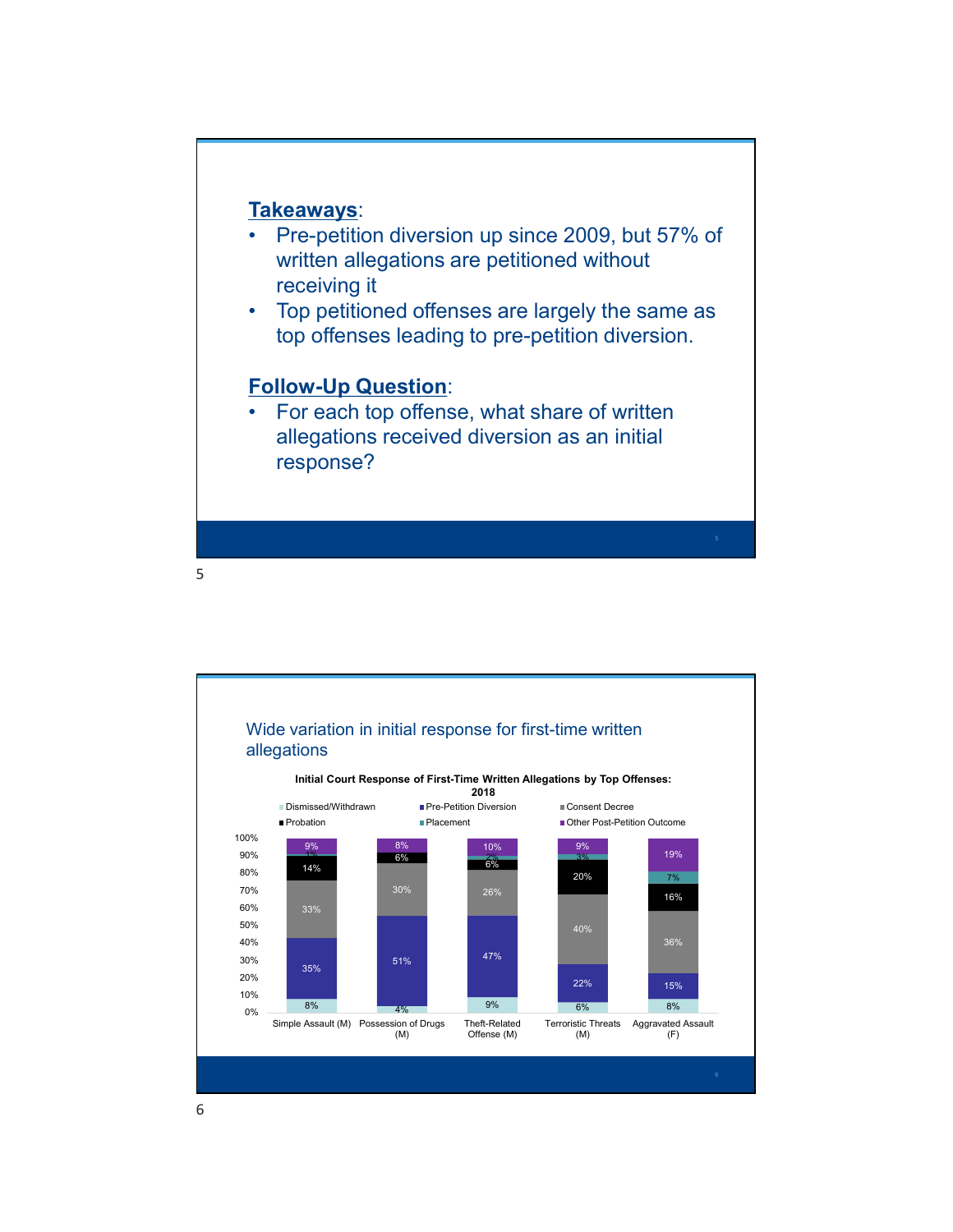**Takeaways**:

- Pre-petition diversion up since 2009, but 57% of written allegations are petitioned without receiving it
- Top petitioned offenses are largely the same as top offenses leading to pre-petition diversion.

**Follow-Up Question**:

- For each top offense, what share of written allegations received diversion as an initial response?

Wide variation in initial response for first-time written allegations

**Initial Court Response of First-Time Written Allegations by Top Offenses: 2018**

| Response | Simple Assault (M) | Possession of Drugs (M) | Theft-Related Offense (M) | Terroristic Threats (M) | Aggravated Assault (F) |
|---|---|---|---|---|---|
| Dismissed/Withdrawn | 8% | 4% | 9% | 6% | 8% |
| Pre-Petition Diversion | 35% | 51% | 47% | 22% | 15% |
| Consent Decree | 33% | 30% | 26% | 40% | 36% |
| Probation | 14% | 6% | 6% | 20% | 16% |
| Placement | 1% | | 2% | 3% | 7% |
| Other Post-Petition Outcome | 9% | 8% | 10% | 9% | 19% |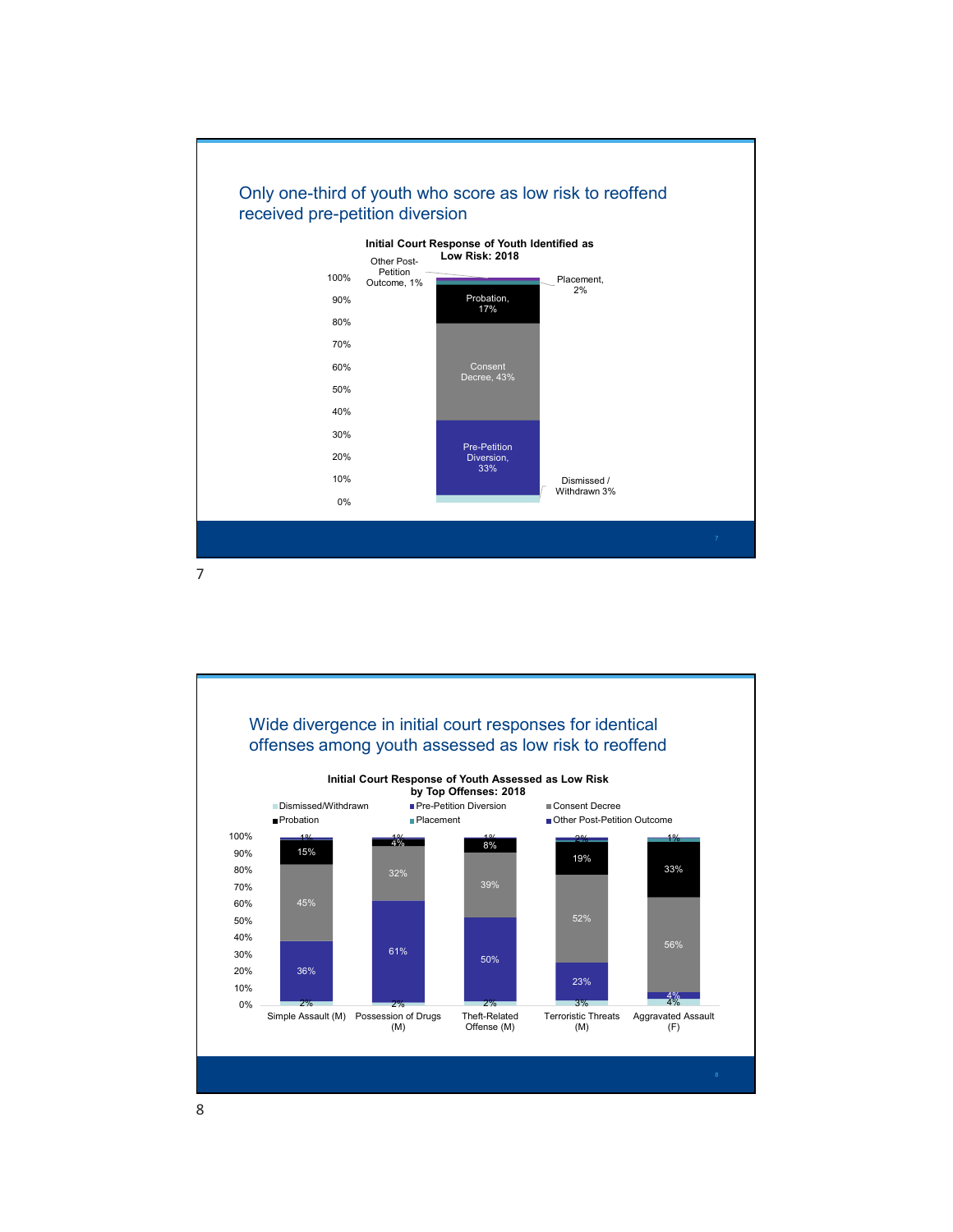## Only one-third of youth who score as low risk to reoffend received pre-petition diversion

**Initial Court Response of Youth Identified as Low Risk: 2018**

| Initial Court Response | Percent |
| --- | --- |
| Dismissed / Withdrawn | 3% |
| Pre-Petition Diversion | 33% |
| Consent Decree | 43% |
| Probation | 17% |
| Placement | 2% |
| Other Post-Petition Outcome | 1% |

## Wide divergence in initial court responses for identical offenses among youth assessed as low risk to reoffend

**Initial Court Response of Youth Assessed as Low Risk by Top Offenses: 2018**

| | Simple Assault (M) | Possession of Drugs (M) | Theft-Related Offense (M) | Terroristic Threats (M) | Aggravated Assault (F) |
| --- | --- | --- | --- | --- | --- |
| Dismissed/Withdrawn | 2% | 2% | 2% | 3% | 4% |
| Pre-Petition Diversion | 36% | 61% | 50% | 23% | 4% |
| Consent Decree | 45% | 32% | 39% | 52% | 56% |
| Probation | 15% | 4% | 8% | 19% | 33% |
| Placement | | | | | |
| Other Post-Petition Outcome | 1% | 1% | 1% | 2% | 1% |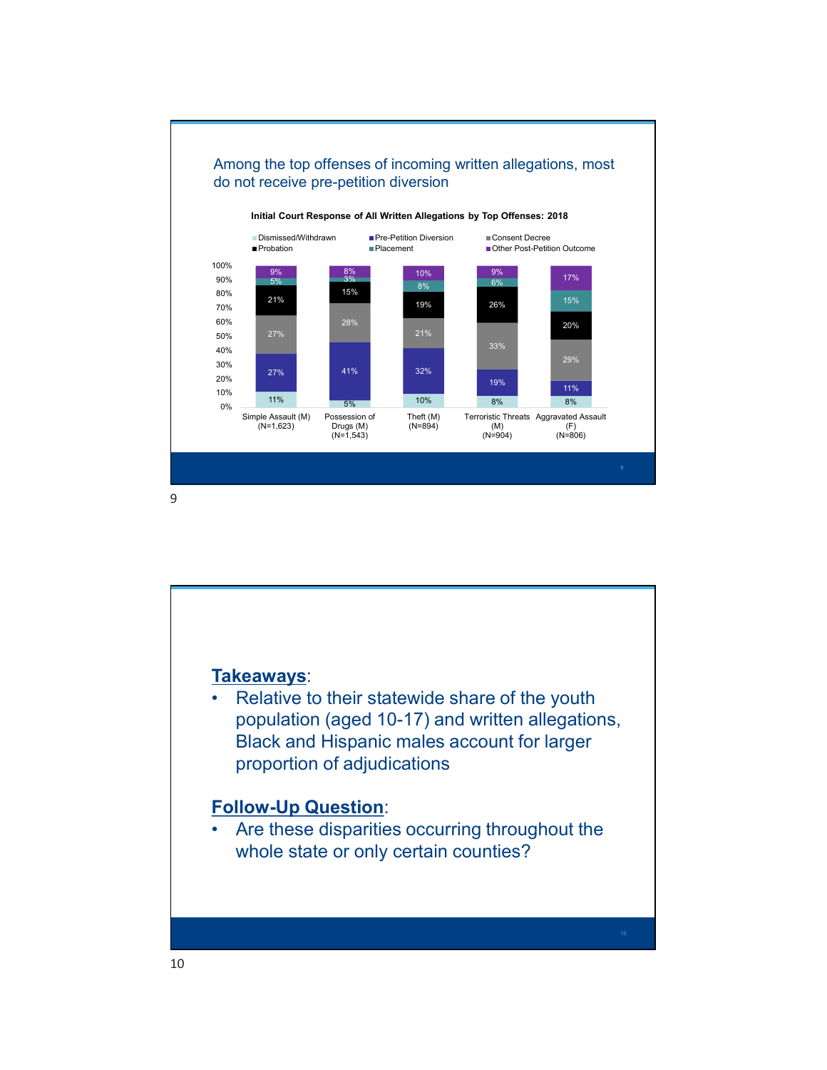## Among the top offenses of incoming written allegations, most do not receive pre-petition diversion

**Initial Court Response of All Written Allegations by Top Offenses: 2018**

| Outcome | Simple Assault (M) (N=1,623) | Possession of Drugs (M) (N=1,543) | Theft (M) (N=894) | Terroristic Threats (M) (N=904) | Aggravated Assault (F) (N=806) |
|---|---|---|---|---|---|
| Dismissed/Withdrawn | 11% | 5% | 10% | 8% | 8% |
| Pre-Petition Diversion | 27% | 41% | 32% | 19% | 11% |
| Consent Decree | 27% | 28% | 21% | 33% | 29% |
| Probation | 21% | 15% | 19% | 26% | 20% |
| Placement | 5% | 3% | 8% | 6% | 15% |
| Other Post-Petition Outcome | 9% | 8% | 10% | 9% | 17% |

**Takeaways**:

- Relative to their statewide share of the youth population (aged 10-17) and written allegations, Black and Hispanic males account for larger proportion of adjudications

**Follow-Up Question**:

- Are these disparities occurring throughout the whole state or only certain counties?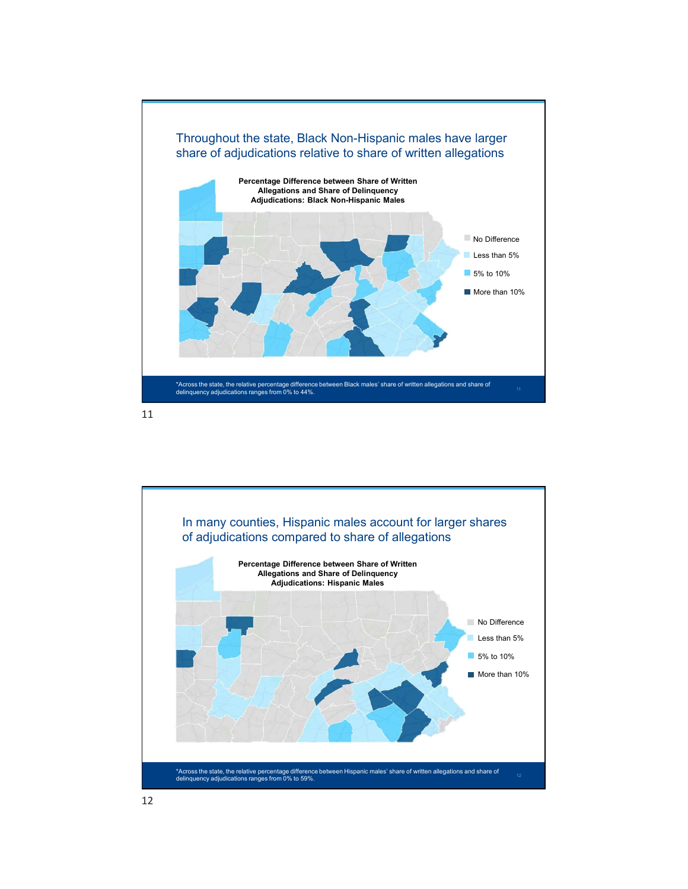## Throughout the state, Black Non-Hispanic males have larger share of adjudications relative to share of written allegations

**Percentage Difference between Share of Written Allegations and Share of Delinquency Adjudications: Black Non-Hispanic Males**

- No Difference
- Less than 5%
- 5% to 10%
- More than 10%

*Across the state, the relative percentage difference between Black males' share of written allegations and share of delinquency adjudications ranges from 0% to 44%.

## In many counties, Hispanic males account for larger shares of adjudications compared to share of allegations

**Percentage Difference between Share of Written Allegations and Share of Delinquency Adjudications: Hispanic Males**

- No Difference
- Less than 5%
- 5% to 10%
- More than 10%

*Across the state, the relative percentage difference between Hispanic males' share of written allegations and share of delinquency adjudications ranges from 0% to 59%.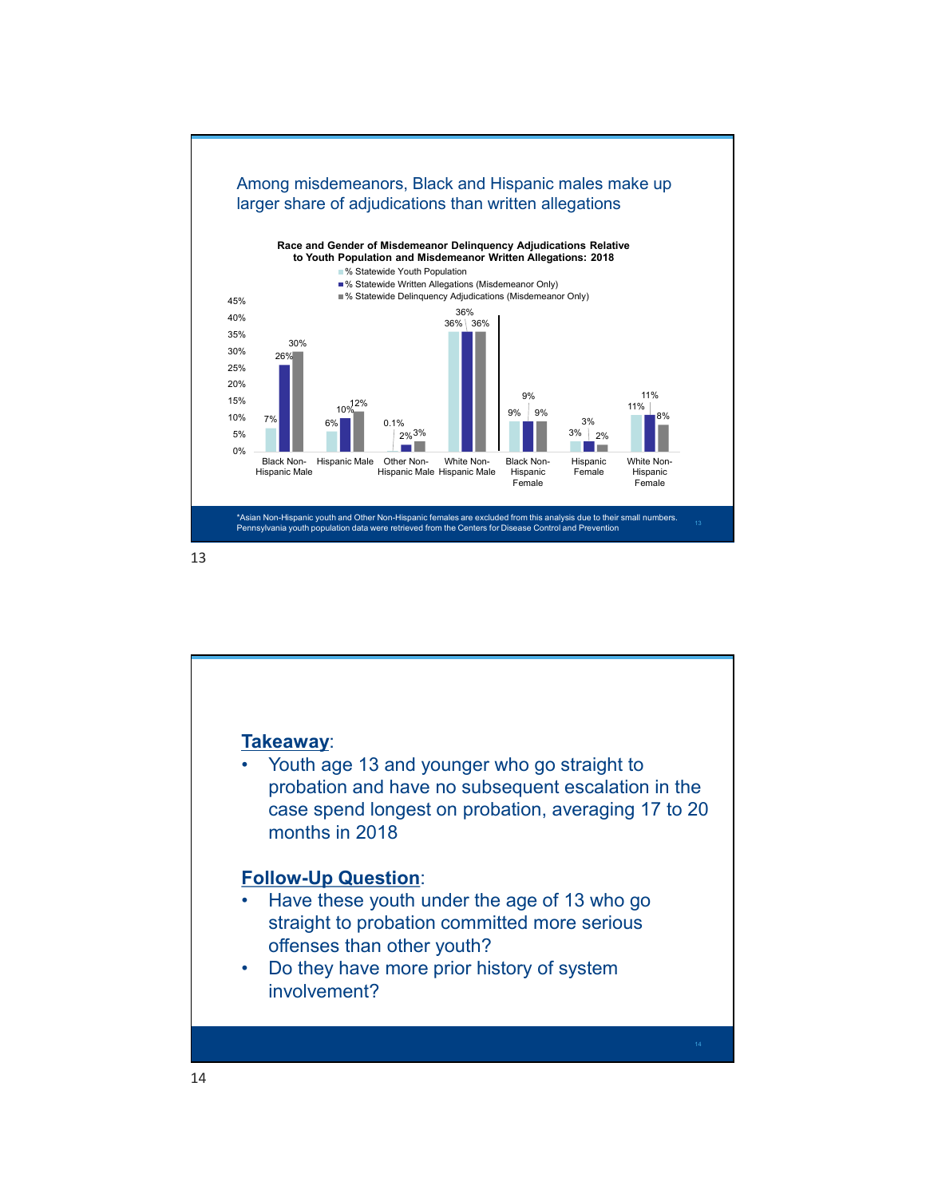## Among misdemeanors, Black and Hispanic males make up larger share of adjudications than written allegations

**Race and Gender of Misdemeanor Delinquency Adjudications Relative to Youth Population and Misdemeanor Written Allegations: 2018**

| | % Statewide Youth Population | % Statewide Written Allegations (Misdemeanor Only) | % Statewide Delinquency Adjudications (Misdemeanor Only) |
|---|---|---|---|
| Black Non-Hispanic Male | 7% | 26% | 30% |
| Hispanic Male | 6% | 10% | 12% |
| Other Non-Hispanic Male | 0.1% | 2% | 3% |
| White Non-Hispanic Male | 36% | 36% | 36% |
| Black Non-Hispanic Female | 9% | 9% | 9% |
| Hispanic Female | 3% | 3% | 2% |
| White Non-Hispanic Female | 11% | 11% | 8% |

*Asian Non-Hispanic youth and Other Non-Hispanic females are excluded from this analysis due to their small numbers.
Pennsylvania youth population data were retrieved from the Centers for Disease Control and Prevention

**Takeaway**:

- Youth age 13 and younger who go straight to probation and have no subsequent escalation in the case spend longest on probation, averaging 17 to 20 months in 2018

**Follow-Up Question**:

- Have these youth under the age of 13 who go straight to probation committed more serious offenses than other youth?
- Do they have more prior history of system involvement?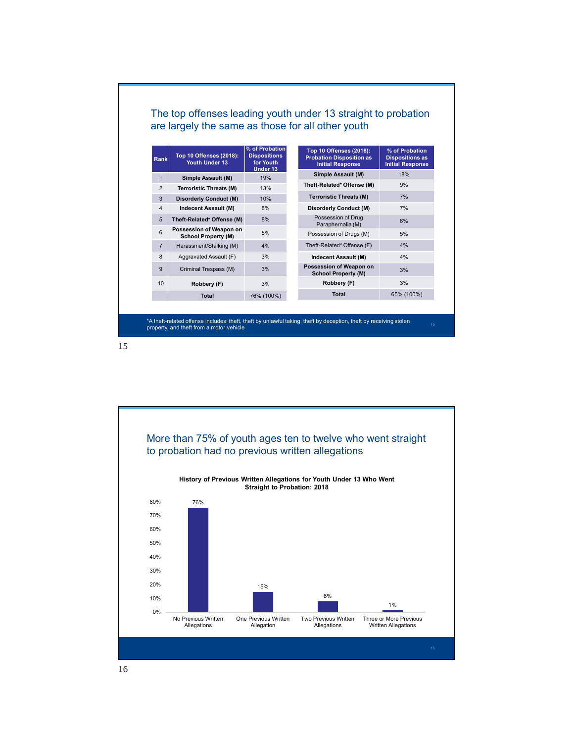## The top offenses leading youth under 13 straight to probation are largely the same as those for all other youth

| Rank | Top 10 Offenses (2018): Youth Under 13 | % of Probation Dispositions for Youth Under 13 |
|---|---|---|
| 1 | **Simple Assault (M)** | 19% |
| 2 | **Terroristic Threats (M)** | 13% |
| 3 | **Disorderly Conduct (M)** | 10% |
| 4 | **Indecent Assault (M)** | 8% |
| 5 | **Theft-Related* Offense (M)** | 8% |
| 6 | **Possession of Weapon on School Property (M)** | 5% |
| 7 | Harassment/Stalking (M) | 4% |
| 8 | Aggravated Assault (F) | 3% |
| 9 | Criminal Trespass (M) | 3% |
| 10 | **Robbery (F)** | 3% |
| | **Total** | 76% (100%) |

| Top 10 Offenses (2018): Probation Disposition as Initial Response | % of Probation Dispositions as Initial Response |
|---|---|
| **Simple Assault (M)** | 18% |
| **Theft-Related* Offense (M)** | 9% |
| **Terroristic Threats (M)** | 7% |
| **Disorderly Conduct (M)** | 7% |
| Possession of Drug Paraphernalia (M) | 6% |
| Possession of Drugs (M) | 5% |
| Theft-Related* Offense (F) | 4% |
| **Indecent Assault (M)** | 4% |
| **Possession of Weapon on School Property (M)** | 3% |
| **Robbery (F)** | 3% |
| **Total** | 65% (100%) |

*A theft-related offense includes: theft, theft by unlawful taking, theft by deception, theft by receiving stolen property, and theft from a motor vehicle

## More than 75% of youth ages ten to twelve who went straight to probation had no previous written allegations

**History of Previous Written Allegations for Youth Under 13 Who Went Straight to Probation: 2018**

| History | % |
|---|---|
| No Previous Written Allegations | 76% |
| One Previous Written Allegation | 15% |
| Two Previous Written Allegations | 8% |
| Three or More Previous Written Allegations | 1% |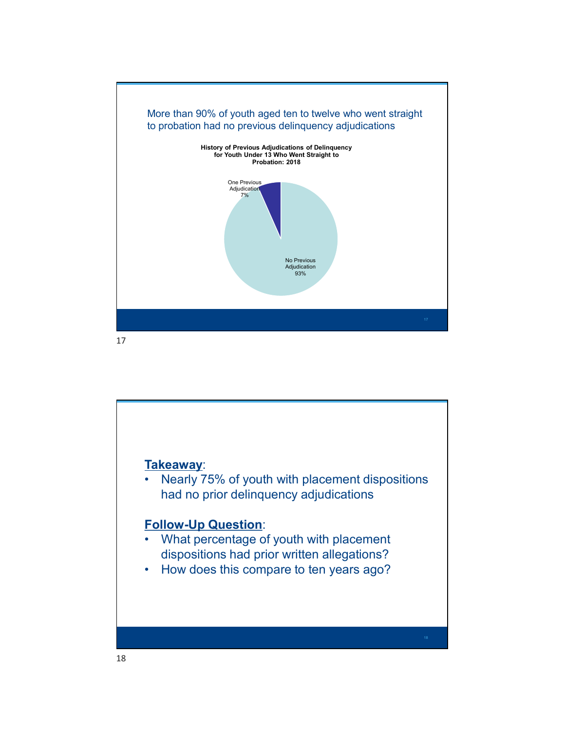More than 90% of youth aged ten to twelve who went straight to probation had no previous delinquency adjudications

**History of Previous Adjudications of Delinquency for Youth Under 13 Who Went Straight to Probation: 2018**

One Previous Adjudication 7%

No Previous Adjudication 93%

---

**Takeaway**:

- Nearly 75% of youth with placement dispositions had no prior delinquency adjudications

**Follow-Up Question**:

- What percentage of youth with placement dispositions had prior written allegations?
- How does this compare to ten years ago?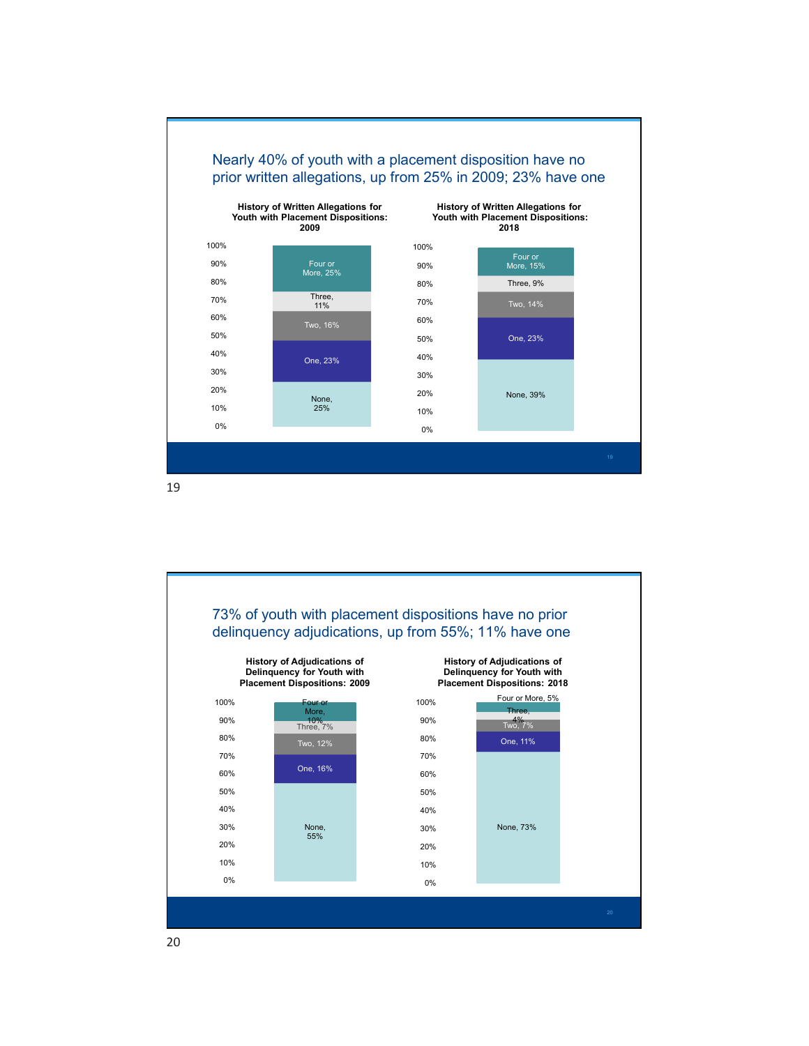## Nearly 40% of youth with a placement disposition have no prior written allegations, up from 25% in 2009; 23% have one

**History of Written Allegations for Youth with Placement Dispositions: 2009**

| Category | Percent |
|---|---|
| None | 25% |
| One | 23% |
| Two | 16% |
| Three | 11% |
| Four or More | 25% |

**History of Written Allegations for Youth with Placement Dispositions: 2018**

| Category | Percent |
|---|---|
| None | 39% |
| One | 23% |
| Two | 14% |
| Three | 9% |
| Four or More | 15% |

## 73% of youth with placement dispositions have no prior delinquency adjudications, up from 55%; 11% have one

**History of Adjudications of Delinquency for Youth with Placement Dispositions: 2009**

| Category | Percent |
|---|---|
| None | 55% |
| One | 16% |
| Two | 12% |
| Three | 7% |
| Four or More | 10% |

**History of Adjudications of Delinquency for Youth with Placement Dispositions: 2018**

| Category | Percent |
|---|---|
| None | 73% |
| One | 11% |
| Two | 7% |
| Three | 4% |
| Four or More | 5% |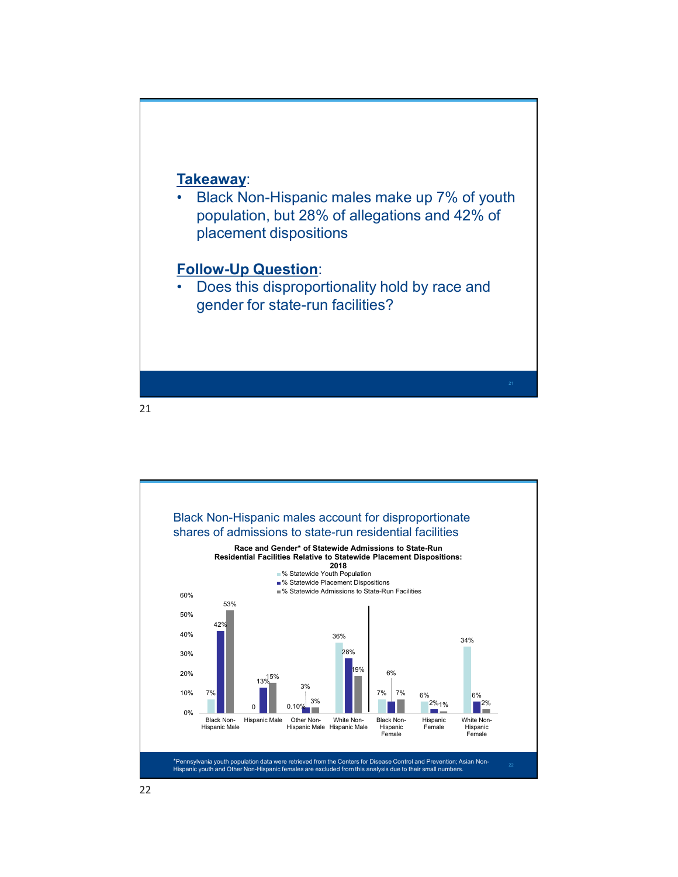**Takeaway**:

- Black Non-Hispanic males make up 7% of youth population, but 28% of allegations and 42% of placement dispositions

**Follow-Up Question**:

- Does this disproportionality hold by race and gender for state-run facilities?

Black Non-Hispanic males account for disproportionate shares of admissions to state-run residential facilities

**Race and Gender\* of Statewide Admissions to State-Run Residential Facilities Relative to Statewide Placement Dispositions: 2018**

| | % Statewide Youth Population | % Statewide Placement Dispositions | % Statewide Admissions to State-Run Facilities |
|---|---|---|---|
| Black Non-Hispanic Male | 7% | 42% | 53% |
| Hispanic Male | 0 | 13% | 15% |
| Other Non-Hispanic Male | 0.10% | 3% | 3% |
| White Non-Hispanic Male | 36% | 28% | 19% |
| Black Non-Hispanic Female | 7% | 6% | 7% |
| Hispanic Female | 6% | 2% | 1% |
| White Non-Hispanic Female | 34% | 6% | 2% |

\*Pennsylvania youth population data were retrieved from the Centers for Disease Control and Prevention; Asian Non-Hispanic youth and Other Non-Hispanic females are excluded from this analysis due to their small numbers.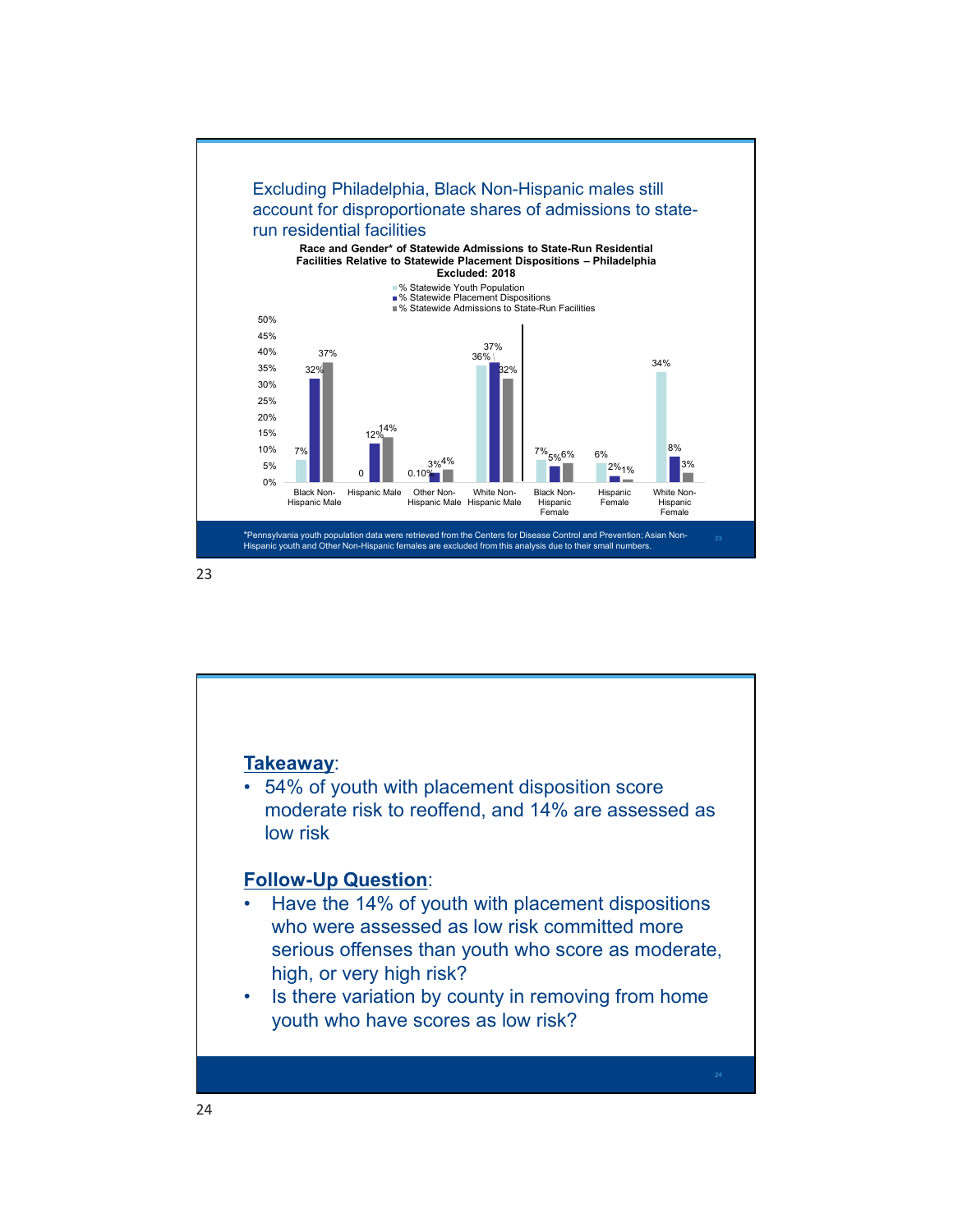## Excluding Philadelphia, Black Non-Hispanic males still account for disproportionate shares of admissions to state-run residential facilities

**Race and Gender* of Statewide Admissions to State-Run Residential Facilities Relative to Statewide Placement Dispositions – Philadelphia Excluded: 2018**

| | % Statewide Youth Population | % Statewide Placement Dispositions | % Statewide Admissions to State-Run Facilities |
|---|---|---|---|
| Black Non-Hispanic Male | 7% | 32% | 37% |
| Hispanic Male | 0 | 12% | 14% |
| Other Non-Hispanic Male | 0.10% | 3% | 4% |
| White Non-Hispanic Male | 36% | 37% | 32% |
| Black Non-Hispanic Female | 7% | 5% | 6% |
| Hispanic Female | 6% | 2% | 1% |
| White Non-Hispanic Female | 34% | 8% | 3% |

*Pennsylvania youth population data were retrieved from the Centers for Disease Control and Prevention; Asian Non-Hispanic youth and Other Non-Hispanic females are excluded from this analysis due to their small numbers.

**Takeaway**:

- 54% of youth with placement disposition score moderate risk to reoffend, and 14% are assessed as low risk

**Follow-Up Question**:

- Have the 14% of youth with placement dispositions who were assessed as low risk committed more serious offenses than youth who score as moderate, high, or very high risk?
- Is there variation by county in removing from home youth who have scores as low risk?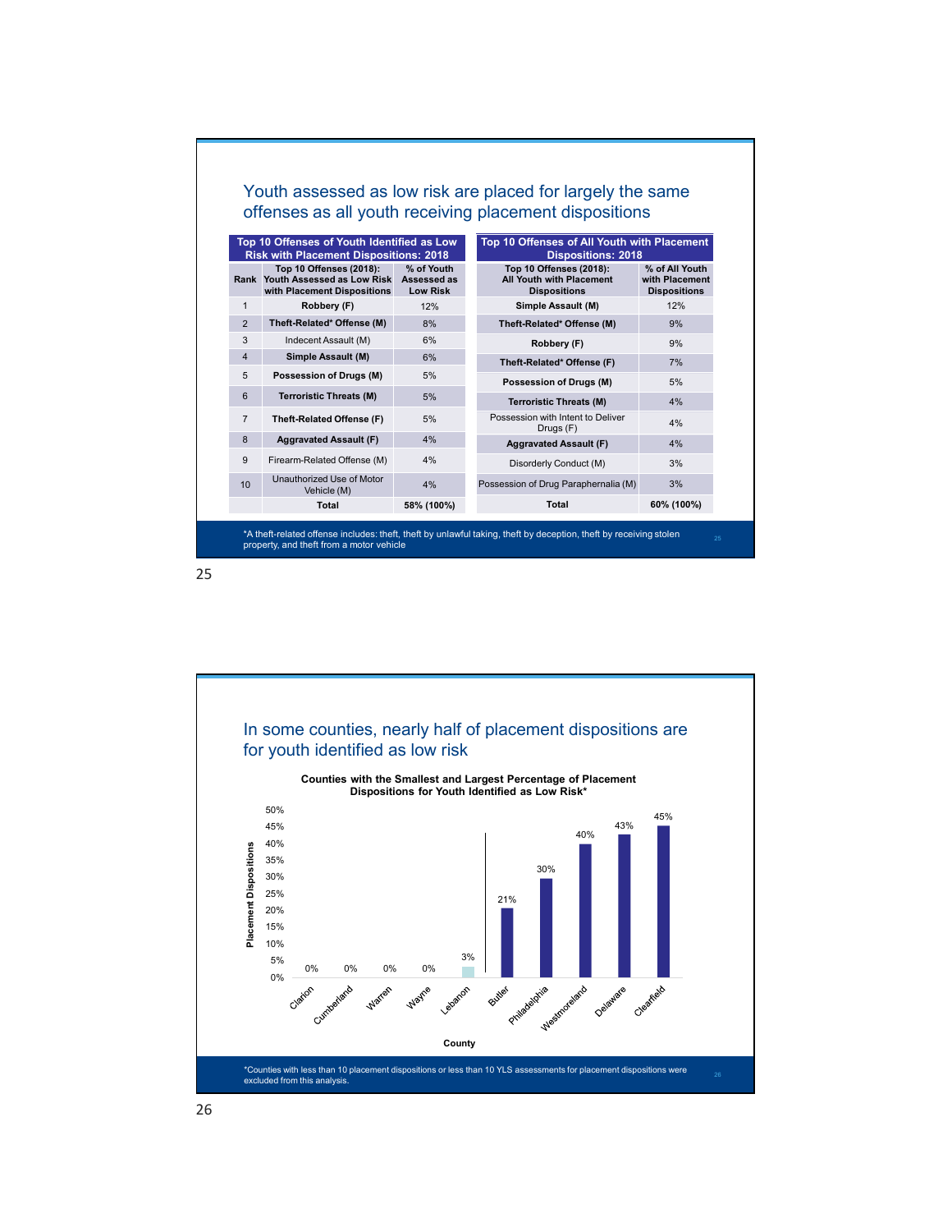## Youth assessed as low risk are placed for largely the same offenses as all youth receiving placement dispositions

| Top 10 Offenses of Youth Identified as Low Risk with Placement Dispositions: 2018 | | | Top 10 Offenses of All Youth with Placement Dispositions: 2018 | |
|---|---|---|---|---|
| Rank | Top 10 Offenses (2018): Youth Assessed as Low Risk with Placement Dispositions | % of Youth Assessed as Low Risk | Top 10 Offenses (2018): All Youth with Placement Dispositions | % of All Youth with Placement Dispositions |
| 1 | **Robbery (F)** | 12% | **Simple Assault (M)** | 12% |
| 2 | **Theft-Related* Offense (M)** | 8% | **Theft-Related* Offense (M)** | 9% |
| 3 | Indecent Assault (M) | 6% | **Robbery (F)** | 9% |
| 4 | **Simple Assault (M)** | 6% | **Theft-Related* Offense (F)** | 7% |
| 5 | **Possession of Drugs (M)** | 5% | **Possession of Drugs (M)** | 5% |
| 6 | **Terroristic Threats (M)** | 5% | **Terroristic Threats (M)** | 4% |
| 7 | **Theft-Related Offense (F)** | 5% | Possession with Intent to Deliver Drugs (F) | 4% |
| 8 | **Aggravated Assault (F)** | 4% | **Aggravated Assault (F)** | 4% |
| 9 | Firearm-Related Offense (M) | 4% | Disorderly Conduct (M) | 3% |
| 10 | Unauthorized Use of Motor Vehicle (M) | 4% | Possession of Drug Paraphernalia (M) | 3% |
| | **Total** | **58% (100%)** | **Total** | **60% (100%)** |

*A theft-related offense includes: theft, theft by unlawful taking, theft by deception, theft by receiving stolen property, and theft from a motor vehicle

## In some counties, nearly half of placement dispositions are for youth identified as low risk

**Counties with the Smallest and Largest Percentage of Placement Dispositions for Youth Identified as Low Risk***

| County | Placement Dispositions |
|---|---|
| Clarion | 0% |
| Cumberland | 0% |
| Warren | 0% |
| Wayne | 0% |
| Lebanon | 3% |
| Butler | 21% |
| Philadelphia | 30% |
| Westmoreland | 40% |
| Delaware | 43% |
| Clearfield | 45% |

*Counties with less than 10 placement dispositions or less than 10 YLS assessments for placement dispositions were excluded from this analysis.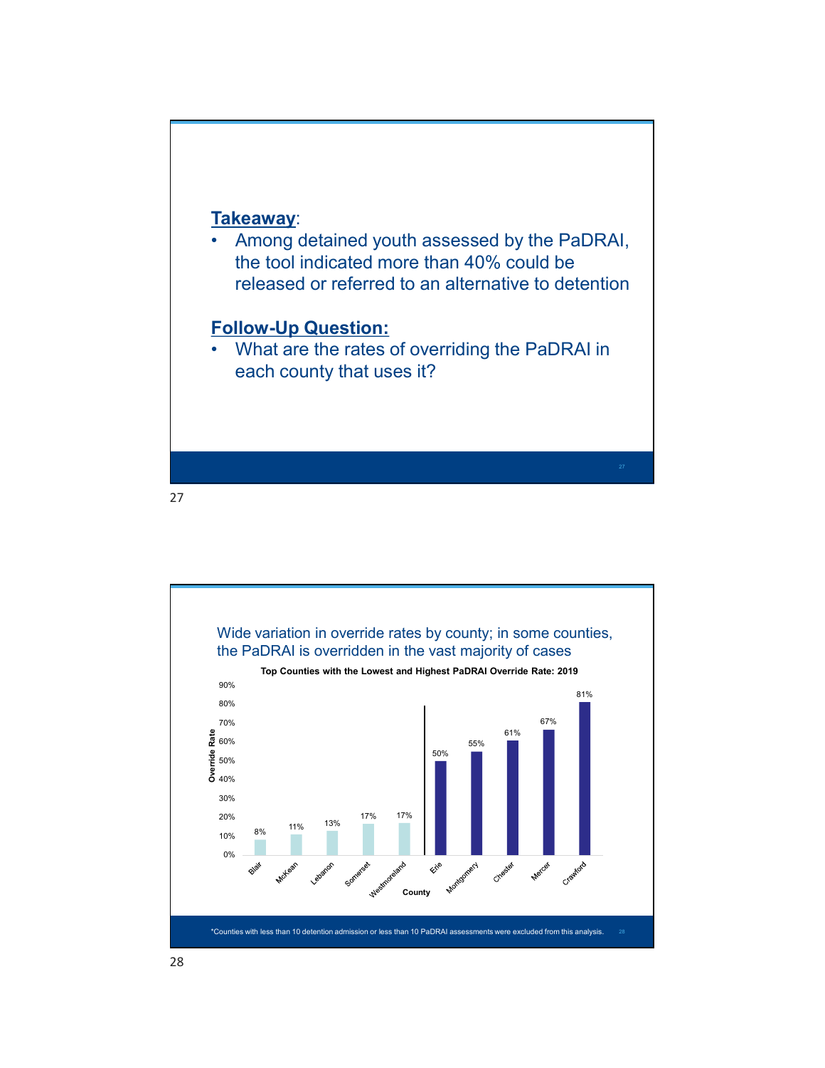**Takeaway**:

- Among detained youth assessed by the PaDRAI, the tool indicated more than 40% could be released or referred to an alternative to detention

**Follow-Up Question:**

- What are the rates of overriding the PaDRAI in each county that uses it?

Wide variation in override rates by county; in some counties, the PaDRAI is overridden in the vast majority of cases

**Top Counties with the Lowest and Highest PaDRAI Override Rate: 2019**

| County | Override Rate |
|---|---|
| Blair | 8% |
| McKean | 11% |
| Lebanon | 13% |
| Somerset | 17% |
| Westmoreland | 17% |
| Erie | 50% |
| Montgomery | 55% |
| Chester | 61% |
| Mercer | 67% |
| Crawford | 81% |

*Counties with less than 10 detention admission or less than 10 PaDRAI assessments were excluded from this analysis.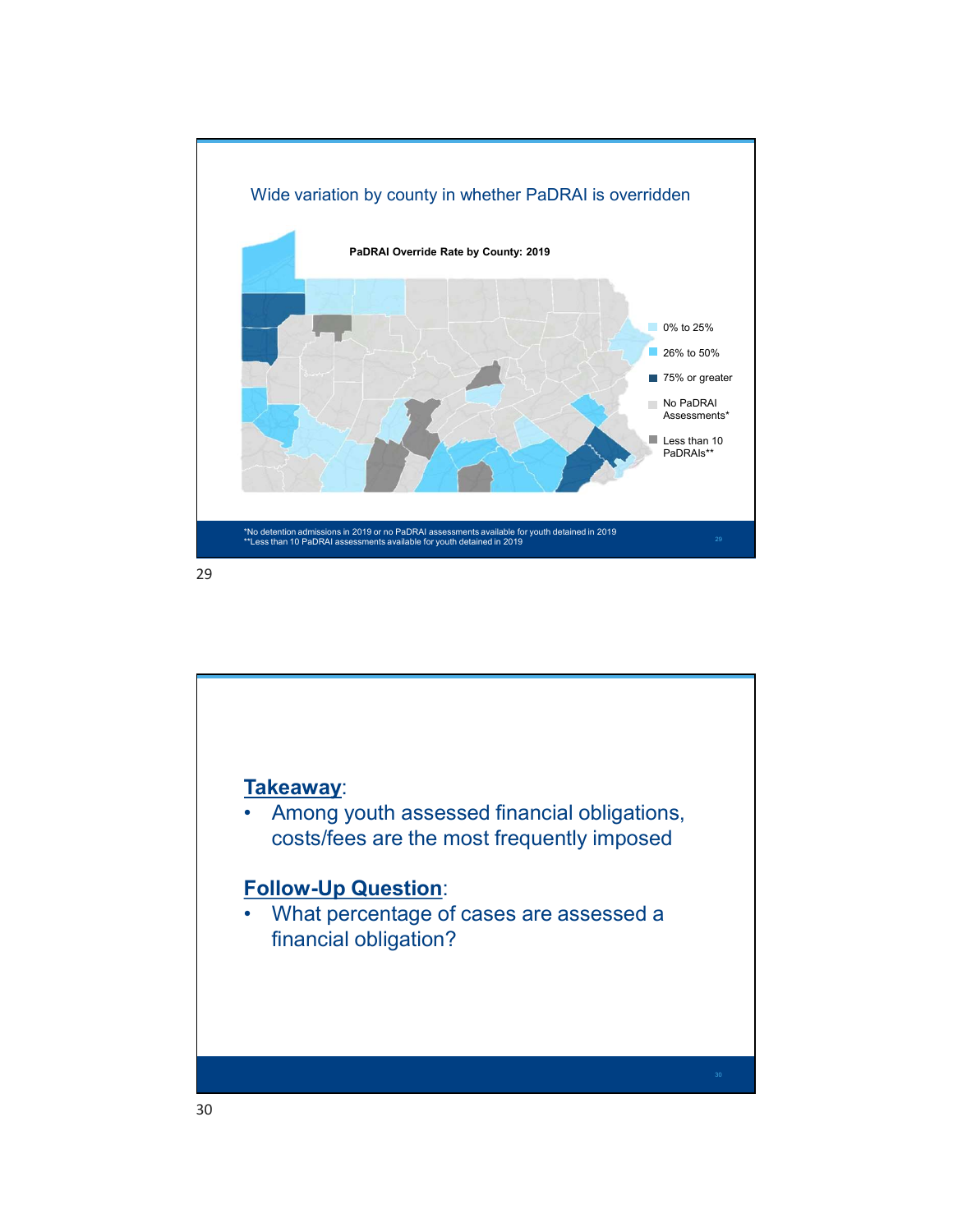## Wide variation by county in whether PaDRAI is overridden

**PaDRAI Override Rate by County: 2019**

- 0% to 25%
- 26% to 50%
- 75% or greater
- No PaDRAI Assessments*
- Less than 10 PaDRAIs**

*No detention admissions in 2019 or no PaDRAI assessments available for youth detained in 2019
**Less than 10 PaDRAI assessments available for youth detained in 2019

---

**Takeaway**:

- Among youth assessed financial obligations, costs/fees are the most frequently imposed

**Follow-Up Question**:

- What percentage of cases are assessed a financial obligation?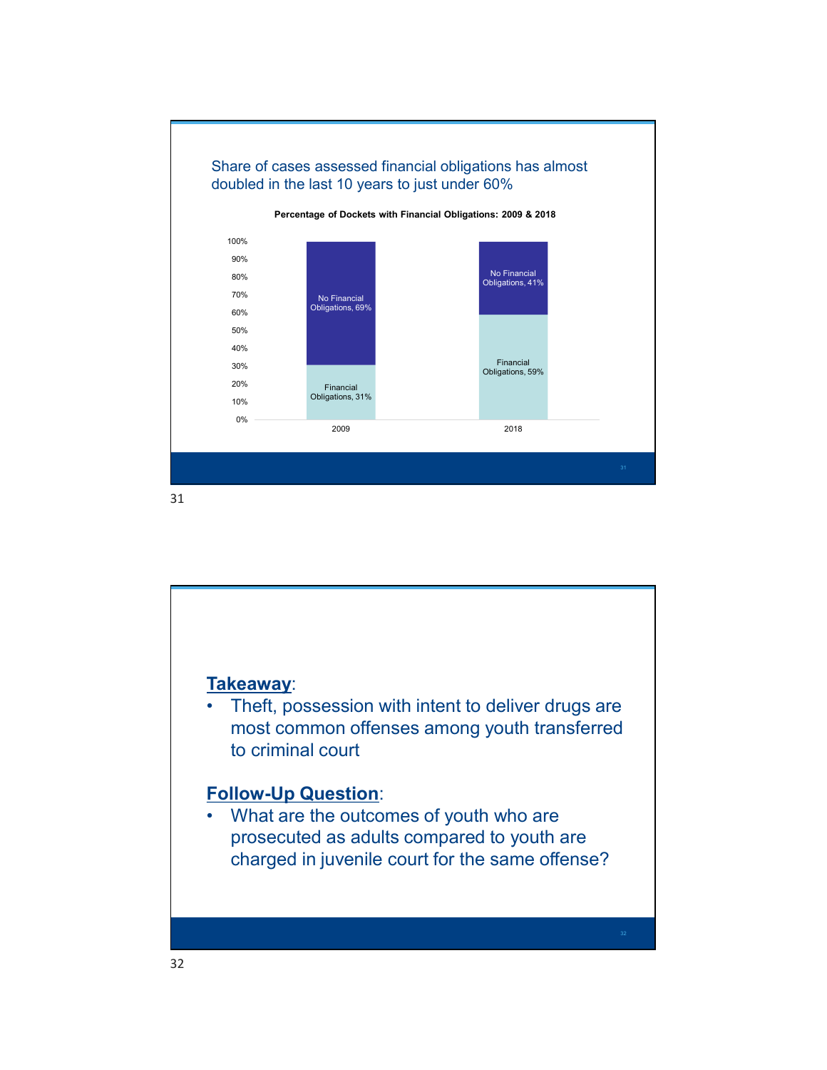Share of cases assessed financial obligations has almost doubled in the last 10 years to just under 60%

**Percentage of Dockets with Financial Obligations: 2009 & 2018**

| Year | Financial Obligations | No Financial Obligations |
|---|---|---|
| 2009 | 31% | 69% |
| 2018 | 59% | 41% |

**Takeaway**:

- Theft, possession with intent to deliver drugs are most common offenses among youth transferred to criminal court

**Follow-Up Question**:

- What are the outcomes of youth who are prosecuted as adults compared to youth are charged in juvenile court for the same offense?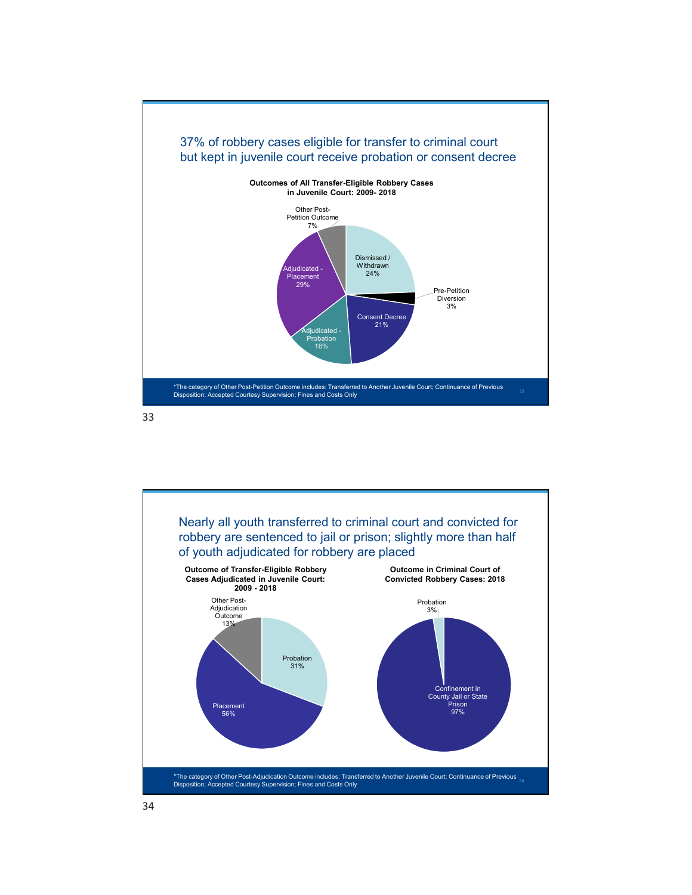## 37% of robbery cases eligible for transfer to criminal court but kept in juvenile court receive probation or consent decree

**Outcomes of All Transfer-Eligible Robbery Cases in Juvenile Court: 2009- 2018**

| Outcome | Percent |
|---|---|
| Dismissed / Withdrawn | 24% |
| Pre-Petition Diversion | 3% |
| Consent Decree | 21% |
| Adjudicated - Probation | 16% |
| Adjudicated - Placement | 29% |
| Other Post-Petition Outcome | 7% |

*The category of Other Post-Petition Outcome includes: Transferred to Another Juvenile Court; Continuance of Previous Disposition; Accepted Courtesy Supervision; Fines and Costs Only

## Nearly all youth transferred to criminal court and convicted for robbery are sentenced to jail or prison; slightly more than half of youth adjudicated for robbery are placed

**Outcome of Transfer-Eligible Robbery Cases Adjudicated in Juvenile Court: 2009 - 2018**

| Outcome | Percent |
|---|---|
| Probation | 31% |
| Placement | 56% |
| Other Post-Adjudication Outcome | 13% |

**Outcome in Criminal Court of Convicted Robbery Cases: 2018**

| Outcome | Percent |
|---|---|
| Probation | 3% |
| Confinement in County Jail or State Prison | 97% |

*The category of Other Post-Adjudication Outcome includes: Transferred to Another Juvenile Court; Continuance of Previous Disposition; Accepted Courtesy Supervision; Fines and Costs Only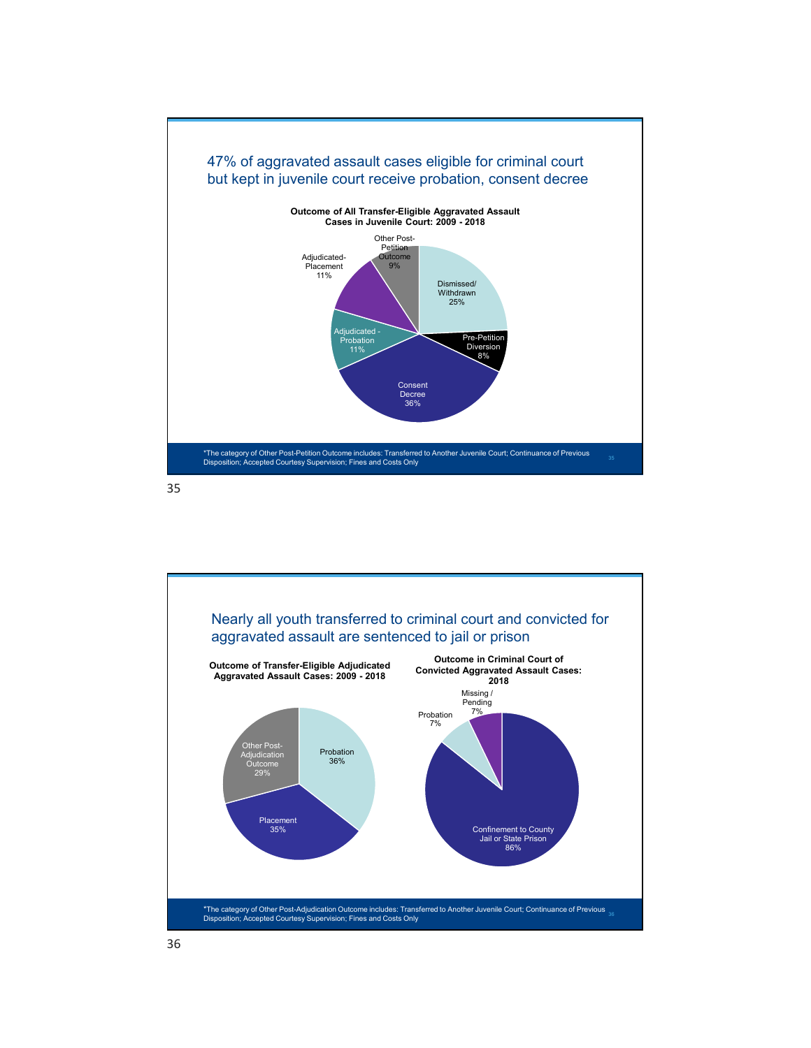## 47% of aggravated assault cases eligible for criminal court but kept in juvenile court receive probation, consent decree

**Outcome of All Transfer-Eligible Aggravated Assault Cases in Juvenile Court: 2009 - 2018**

| Outcome | Percent |
| --- | --- |
| Dismissed/ Withdrawn | 25% |
| Pre-Petition Diversion | 8% |
| Consent Decree | 36% |
| Adjudicated - Probation | 11% |
| Adjudicated- Placement | 11% |
| Other Post-Petition Outcome | 9% |

*The category of Other Post-Petition Outcome includes: Transferred to Another Juvenile Court; Continuance of Previous Disposition; Accepted Courtesy Supervision; Fines and Costs Only

## Nearly all youth transferred to criminal court and convicted for aggravated assault are sentenced to jail or prison

**Outcome of Transfer-Eligible Adjudicated Aggravated Assault Cases: 2009 - 2018**

| Outcome | Percent |
| --- | --- |
| Probation | 36% |
| Placement | 35% |
| Other Post-Adjudication Outcome | 29% |

**Outcome in Criminal Court of Convicted Aggravated Assault Cases: 2018**

| Outcome | Percent |
| --- | --- |
| Confinement to County Jail or State Prison | 86% |
| Probation | 7% |
| Missing / Pending | 7% |

*The category of Other Post-Adjudication Outcome includes: Transferred to Another Juvenile Court; Continuance of Previous Disposition; Accepted Courtesy Supervision; Fines and Costs Only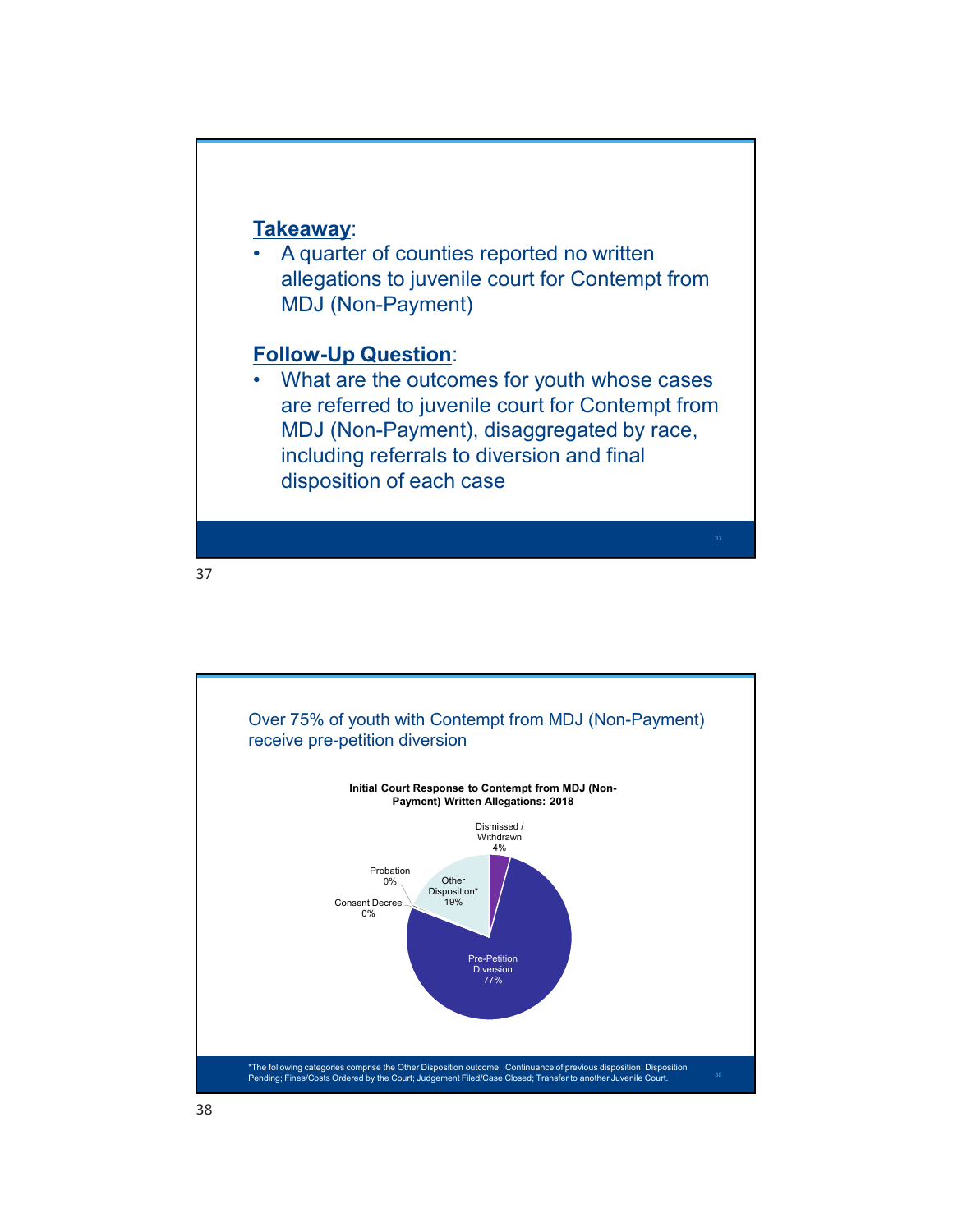**Takeaway**:

- A quarter of counties reported no written allegations to juvenile court for Contempt from MDJ (Non-Payment)

**Follow-Up Question**:

- What are the outcomes for youth whose cases are referred to juvenile court for Contempt from MDJ (Non-Payment), disaggregated by race, including referrals to diversion and final disposition of each case

Over 75% of youth with Contempt from MDJ (Non-Payment) receive pre-petition diversion

**Initial Court Response to Contempt from MDJ (Non-Payment) Written Allegations: 2018**

| Response | Percent |
| --- | --- |
| Dismissed / Withdrawn | 4% |
| Pre-Petition Diversion | 77% |
| Consent Decree | 0% |
| Probation | 0% |
| Other Disposition* | 19% |

*The following categories comprise the Other Disposition outcome: Continuance of previous disposition; Disposition Pending; Fines/Costs Ordered by the Court; Judgement Filed/Case Closed; Transfer to another Juvenile Court.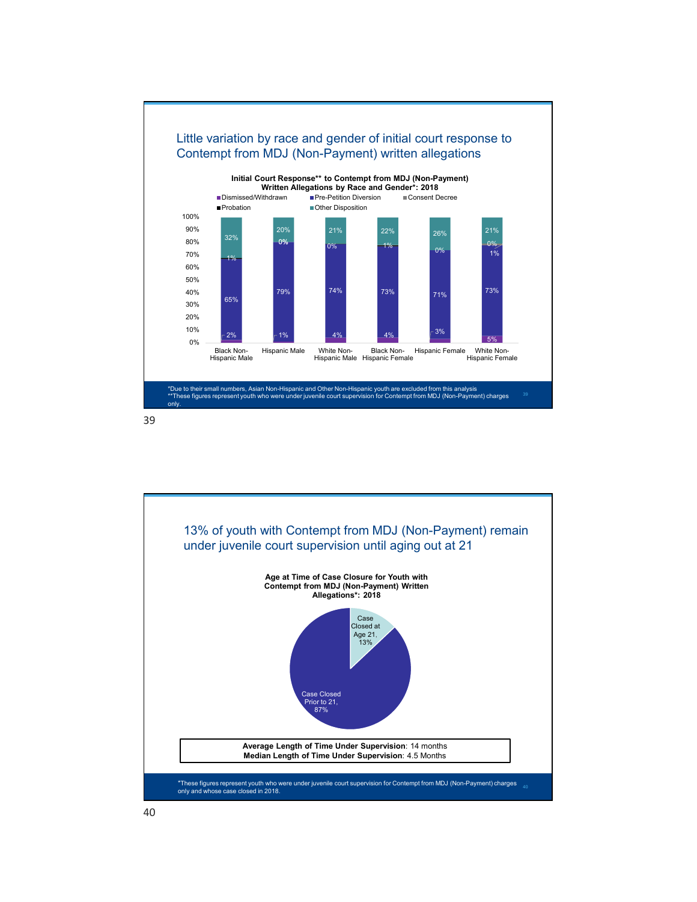## Little variation by race and gender of initial court response to Contempt from MDJ (Non-Payment) written allegations

**Initial Court Response** to Contempt from MDJ (Non-Payment) Written Allegations by Race and Gender*: 2018**

| | Black Non-Hispanic Male | Hispanic Male | White Non-Hispanic Male | Black Non-Hispanic Female | Hispanic Female | White Non-Hispanic Female |
|---|---|---|---|---|---|---|
| Dismissed/Withdrawn | 2% | 1% | 4% | 4% | 3% | 5% |
| Pre-Petition Diversion | 65% | 79% | 74% | 73% | 71% | 73% |
| Consent Decree | 1% | 0% | 0% | 1% | 0% | 1% |
| Probation | | 0% | | | | 0% |
| Other Disposition | 32% | 20% | 21% | 22% | 26% | 21% |

*Due to their small numbers, Asian Non-Hispanic and Other Non-Hispanic youth are excluded from this analysis
**These figures represent youth who were under juvenile court supervision for Contempt from MDJ (Non-Payment) charges only.

## 13% of youth with Contempt from MDJ (Non-Payment) remain under juvenile court supervision until aging out at 21

**Age at Time of Case Closure for Youth with Contempt from MDJ (Non-Payment) Written Allegations*: 2018**

| Category | Percent |
|---|---|
| Case Closed at Age 21 | 13% |
| Case Closed Prior to 21 | 87% |

**Average Length of Time Under Supervision**: 14 months
**Median Length of Time Under Supervision**: 4.5 Months

*These figures represent youth who were under juvenile court supervision for Contempt from MDJ (Non-Payment) charges only and whose case closed in 2018.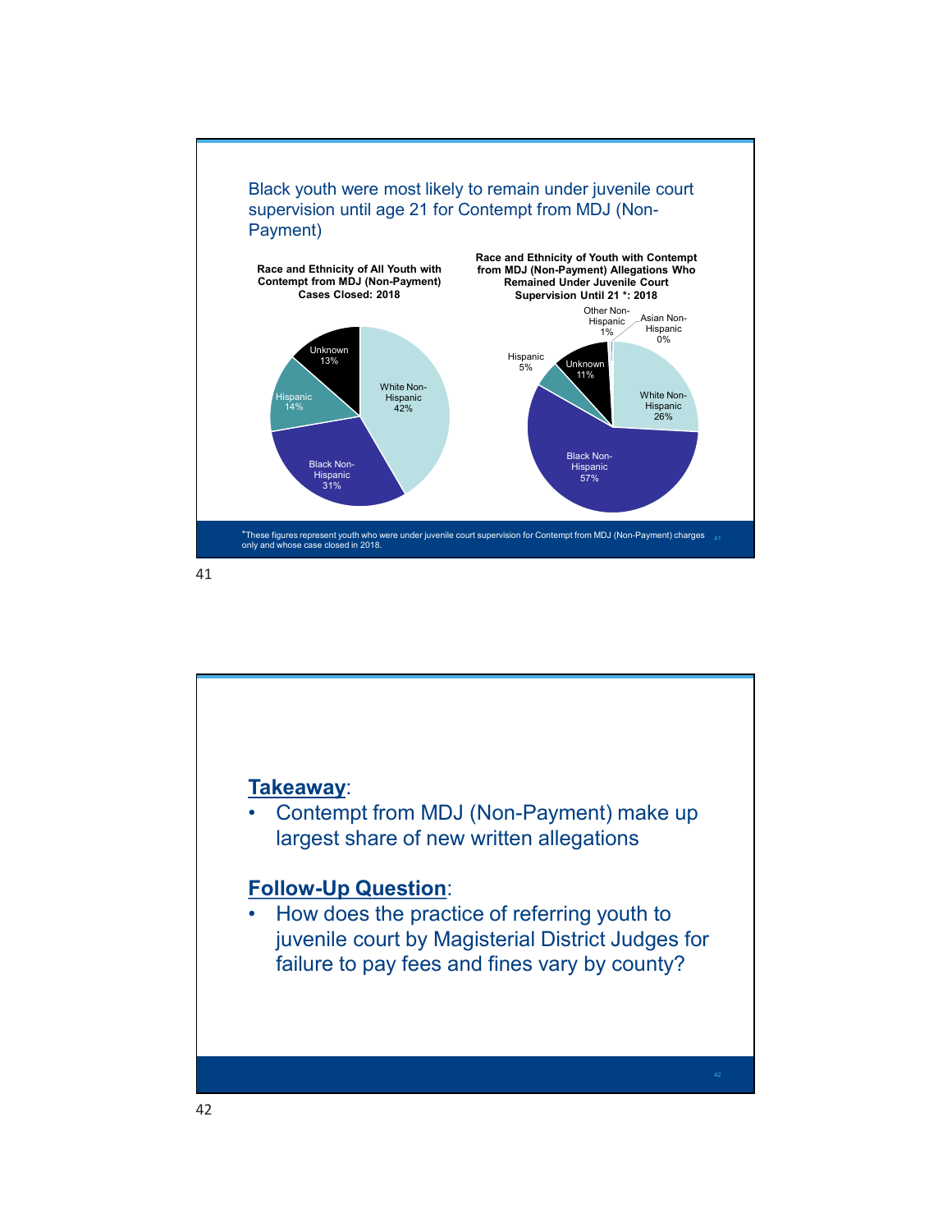## Black youth were most likely to remain under juvenile court supervision until age 21 for Contempt from MDJ (Non-Payment)

**Race and Ethnicity of All Youth with Contempt from MDJ (Non-Payment) Cases Closed: 2018**

- White Non-Hispanic 42%
- Black Non-Hispanic 31%
- Hispanic 14%
- Unknown 13%

**Race and Ethnicity of Youth with Contempt from MDJ (Non-Payment) Allegations Who Remained Under Juvenile Court Supervision Until 21 \*: 2018**

- White Non-Hispanic 26%
- Black Non-Hispanic 57%
- Hispanic 5%
- Unknown 11%
- Other Non-Hispanic 1%
- Asian Non-Hispanic 0%

\*These figures represent youth who were under juvenile court supervision for Contempt from MDJ (Non-Payment) charges only and whose case closed in 2018.

**Takeaway**:

- Contempt from MDJ (Non-Payment) make up largest share of new written allegations

**Follow-Up Question**:

- How does the practice of referring youth to juvenile court by Magisterial District Judges for failure to pay fees and fines vary by county?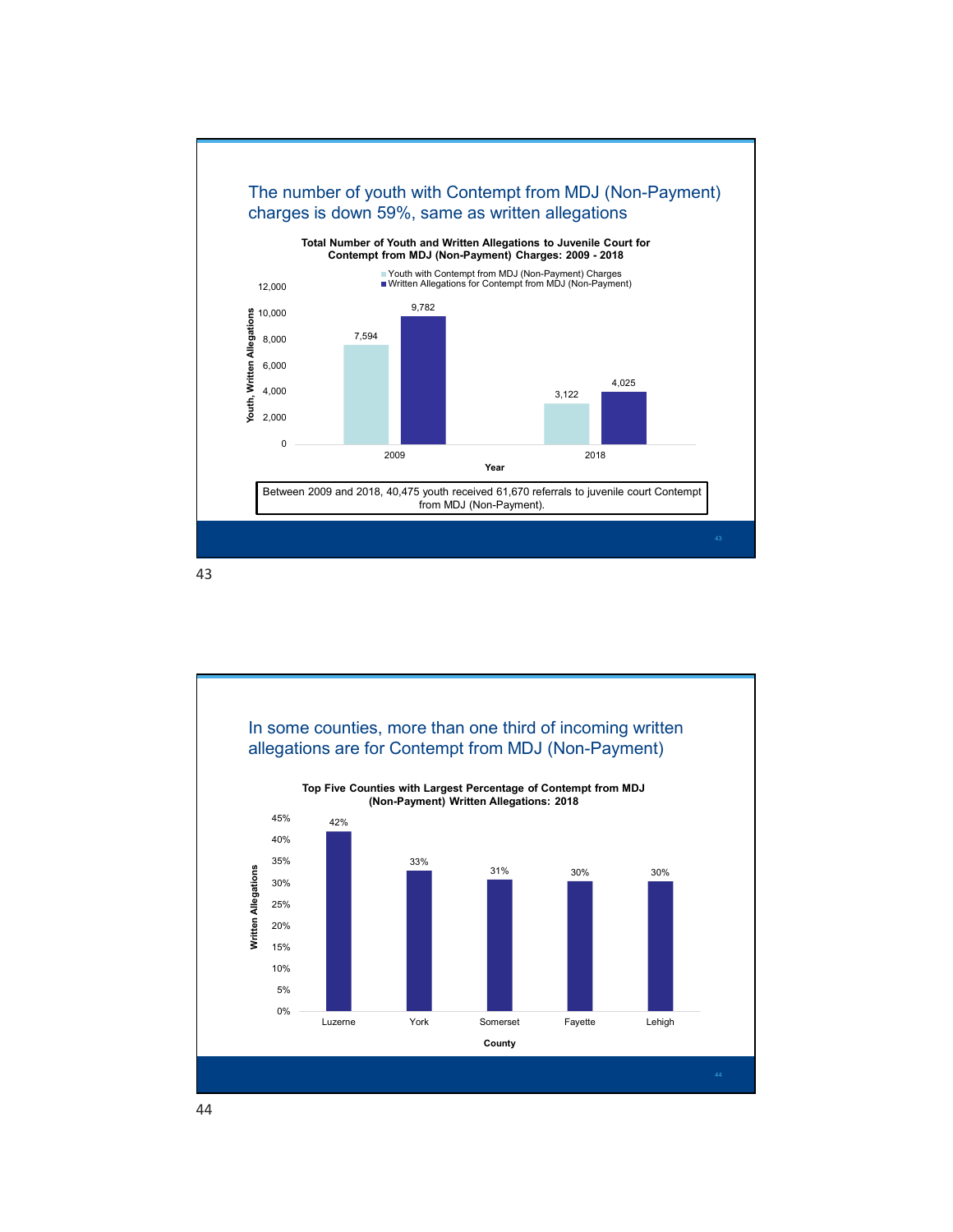## The number of youth with Contempt from MDJ (Non-Payment) charges is down 59%, same as written allegations

**Total Number of Youth and Written Allegations to Juvenile Court for Contempt from MDJ (Non-Payment) Charges: 2009 - 2018**

| Year | Youth with Contempt from MDJ (Non-Payment) Charges | Written Allegations for Contempt from MDJ (Non-Payment) |
|---|---|---|
| 2009 | 7,594 | 9,782 |
| 2018 | 3,122 | 4,025 |

Between 2009 and 2018, 40,475 youth received 61,670 referrals to juvenile court Contempt from MDJ (Non-Payment).

## In some counties, more than one third of incoming written allegations are for Contempt from MDJ (Non-Payment)

**Top Five Counties with Largest Percentage of Contempt from MDJ (Non-Payment) Written Allegations: 2018**

| County | Written Allegations |
|---|---|
| Luzerne | 42% |
| York | 33% |
| Somerset | 31% |
| Fayette | 30% |
| Lehigh | 30% |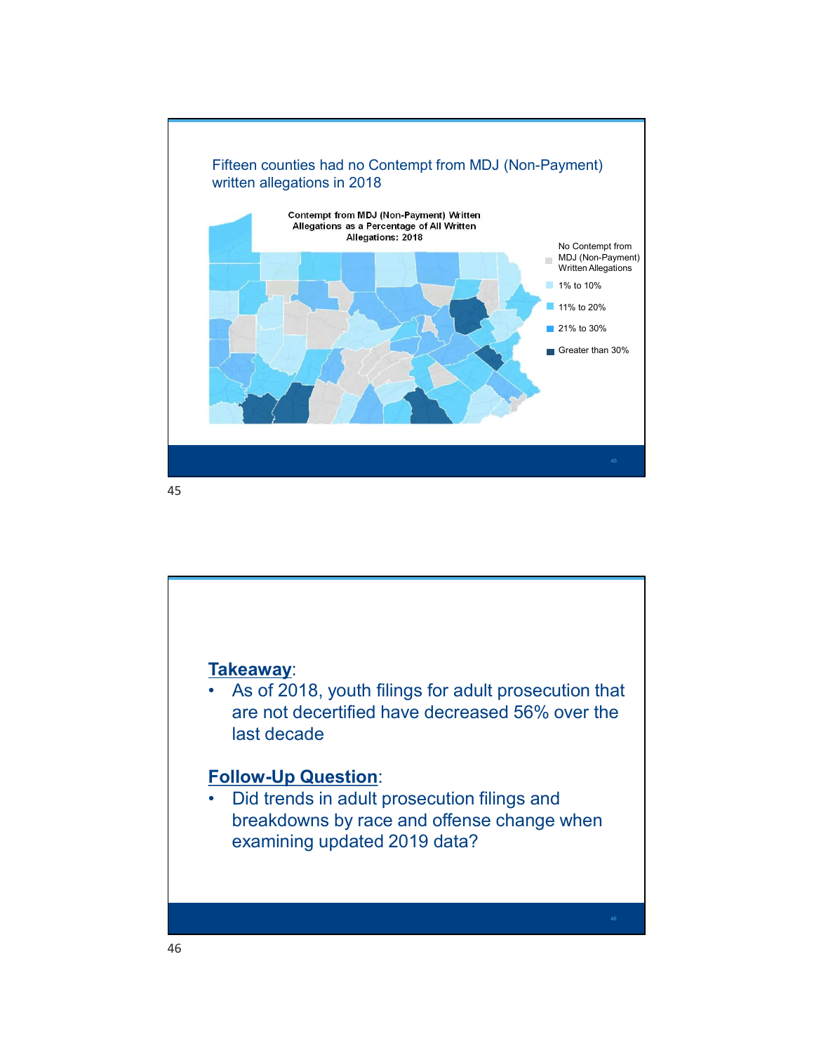Fifteen counties had no Contempt from MDJ (Non-Payment) written allegations in 2018

**Contempt from MDJ (Non-Payment) Written Allegations as a Percentage of All Written Allegations: 2018**

- No Contempt from MDJ (Non-Payment) Written Allegations
- 1% to 10%
- 11% to 20%
- 21% to 30%
- Greater than 30%

---

**Takeaway**:

- As of 2018, youth filings for adult prosecution that are not decertified have decreased 56% over the last decade

**Follow-Up Question**:

- Did trends in adult prosecution filings and breakdowns by race and offense change when examining updated 2019 data?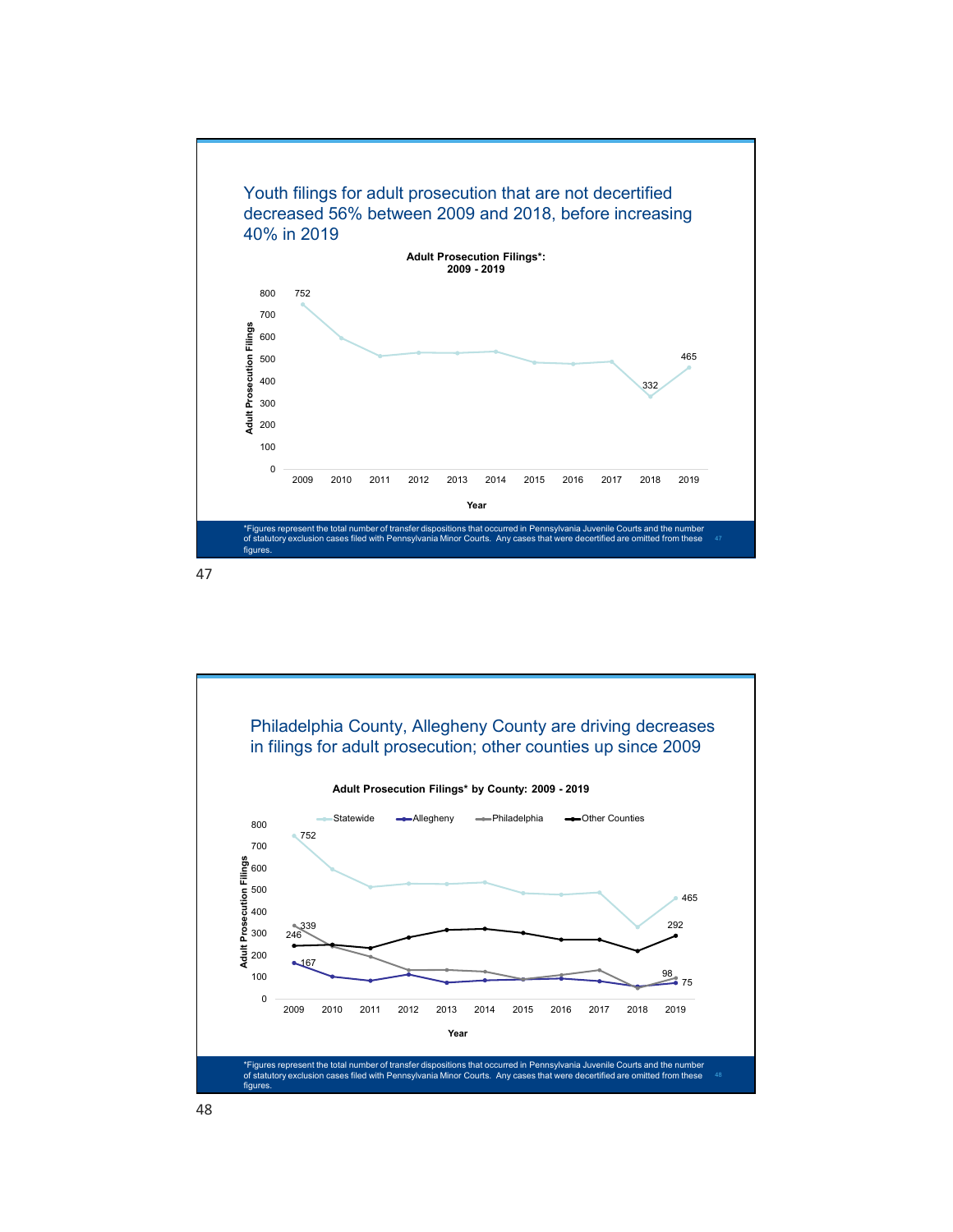## Youth filings for adult prosecution that are not decertified decreased 56% between 2009 and 2018, before increasing 40% in 2019

**Adult Prosecution Filings*: 2009 - 2019**

| Year | Adult Prosecution Filings |
|---|---|
| 2009 | 752 |
| 2018 | 332 |
| 2019 | 465 |

*Figures represent the total number of transfer dispositions that occurred in Pennsylvania Juvenile Courts and the number of statutory exclusion cases filed with Pennsylvania Minor Courts. Any cases that were decertified are omitted from these figures.

## Philadelphia County, Allegheny County are driving decreases in filings for adult prosecution; other counties up since 2009

**Adult Prosecution Filings* by County: 2009 - 2019**

| Year | Statewide | Allegheny | Philadelphia | Other Counties |
|---|---|---|---|---|
| 2009 | 752 | 167 | 339 | 246 |
| 2019 | 465 | 75 | 98 | 292 |

*Figures represent the total number of transfer dispositions that occurred in Pennsylvania Juvenile Courts and the number of statutory exclusion cases filed with Pennsylvania Minor Courts. Any cases that were decertified are omitted from these figures.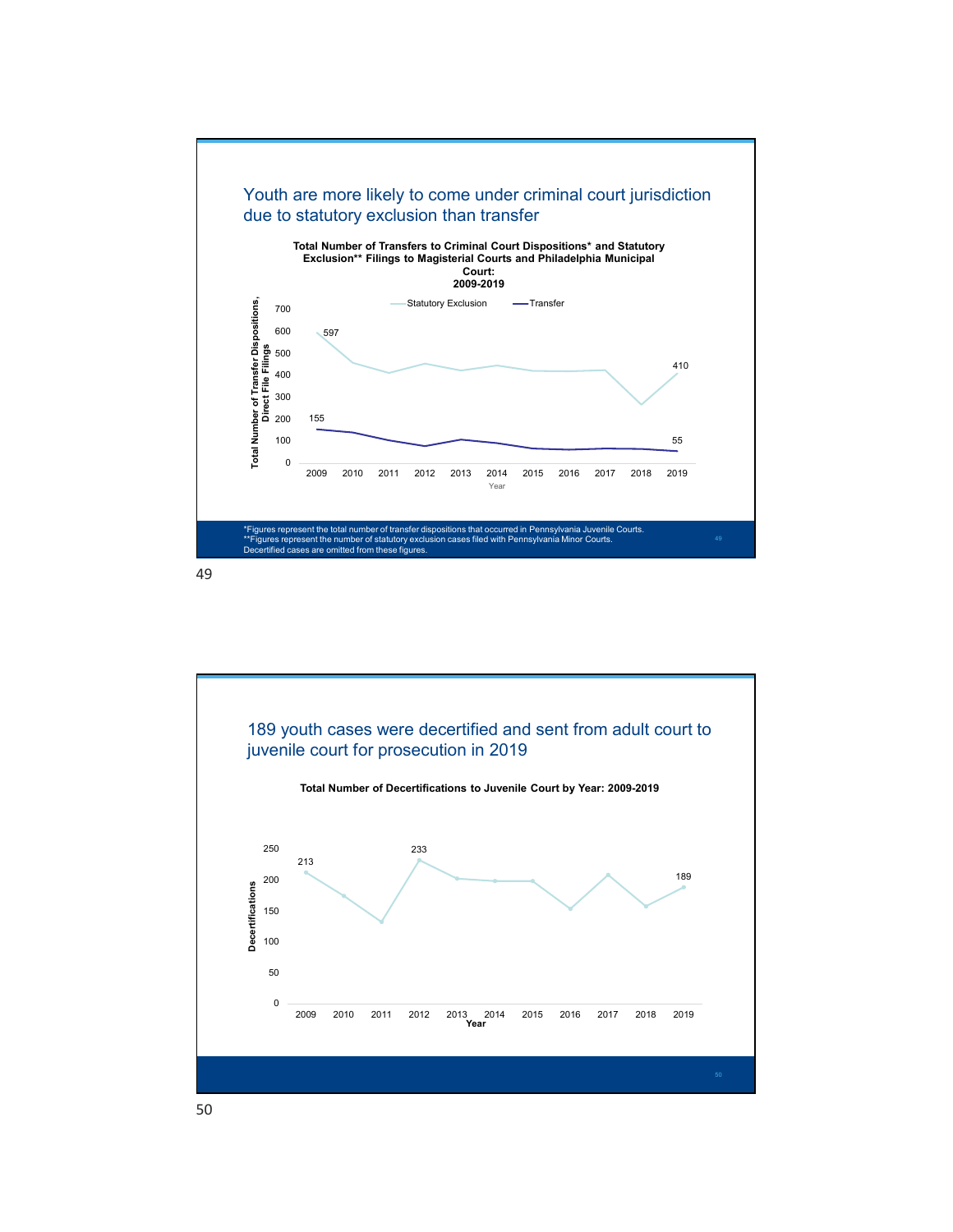## Youth are more likely to come under criminal court jurisdiction due to statutory exclusion than transfer

**Total Number of Transfers to Criminal Court Dispositions* and Statutory Exclusion** Filings to Magisterial Courts and Philadelphia Municipal Court: 2009-2019**

Statutory Exclusion — Transfer

Total Number of Transfer Dispositions, Direct File Filings

700
600
500
400
300
200
100
0

597
155
410
55

2009 2010 2011 2012 2013 2014 2015 2016 2017 2018 2019

Year

*Figures represent the total number of transfer dispositions that occurred in Pennsylvania Juvenile Courts.
**Figures represent the number of statutory exclusion cases filed with Pennsylvania Minor Courts.
Decertified cases are omitted from these figures.

## 189 youth cases were decertified and sent from adult court to juvenile court for prosecution in 2019

**Total Number of Decertifications to Juvenile Court by Year: 2009-2019**

Decertifications

250
200
150
100
50
0

213
233
189

2009 2010 2011 2012 2013 2014 2015 2016 2017 2018 2019

Year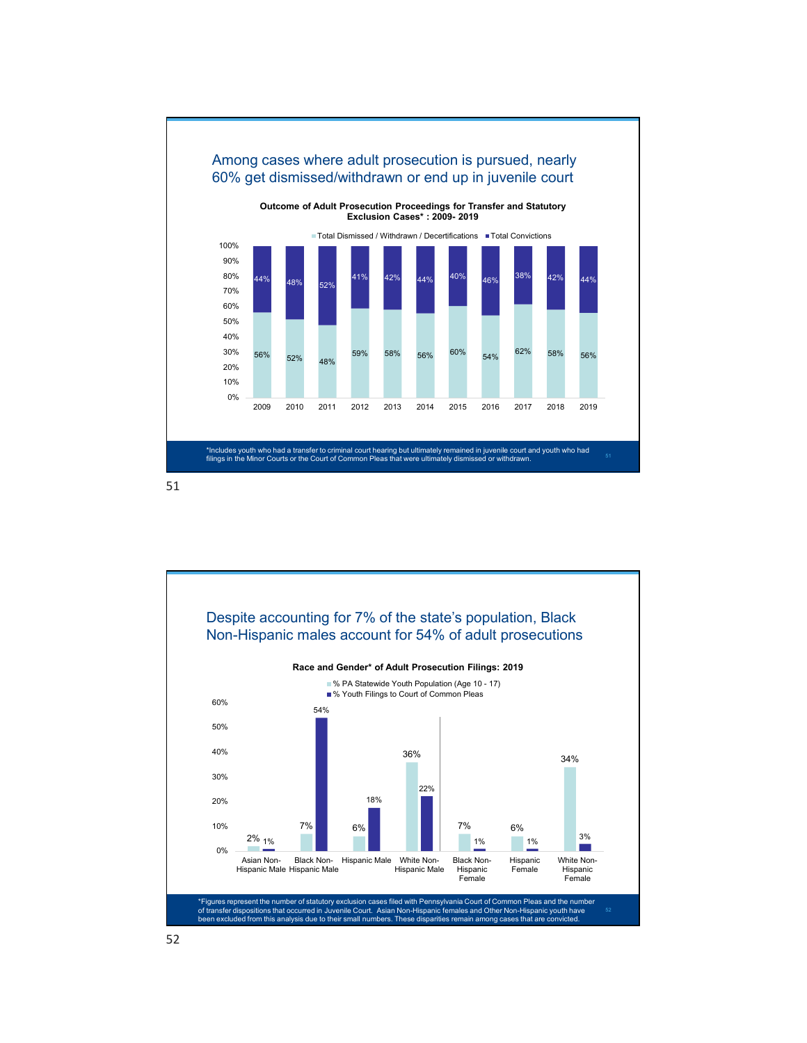## Among cases where adult prosecution is pursued, nearly 60% get dismissed/withdrawn or end up in juvenile court

**Outcome of Adult Prosecution Proceedings for Transfer and Statutory Exclusion Cases* : 2009- 2019**

| Year | Total Dismissed / Withdrawn / Decertifications | Total Convictions |
|---|---|---|
| 2009 | 56% | 44% |
| 2010 | 52% | 48% |
| 2011 | 48% | 52% |
| 2012 | 59% | 41% |
| 2013 | 58% | 42% |
| 2014 | 56% | 44% |
| 2015 | 60% | 40% |
| 2016 | 54% | 46% |
| 2017 | 62% | 38% |
| 2018 | 58% | 42% |
| 2019 | 56% | 44% |

*Includes youth who had a transfer to criminal court hearing but ultimately remained in juvenile court and youth who had filings in the Minor Courts or the Court of Common Pleas that were ultimately dismissed or withdrawn.

## Despite accounting for 7% of the state's population, Black Non-Hispanic males account for 54% of adult prosecutions

**Race and Gender* of Adult Prosecution Filings: 2019**

| Group | % PA Statewide Youth Population (Age 10 - 17) | % Youth Filings to Court of Common Pleas |
|---|---|---|
| Asian Non-Hispanic Male | 2% | 1% |
| Black Non-Hispanic Male | 7% | 54% |
| Hispanic Male | 6% | 18% |
| White Non-Hispanic Male | 36% | 22% |
| Black Non-Hispanic Female | 7% | 1% |
| Hispanic Female | 6% | 1% |
| White Non-Hispanic Female | 34% | 3% |

*Figures represent the number of statutory exclusion cases filed with Pennsylvania Court of Common Pleas and the number of transfer dispositions that occurred in Juvenile Court. Asian Non-Hispanic females and Other Non-Hispanic youth have been excluded from this analysis due to their small numbers. These disparities remain among cases that are convicted.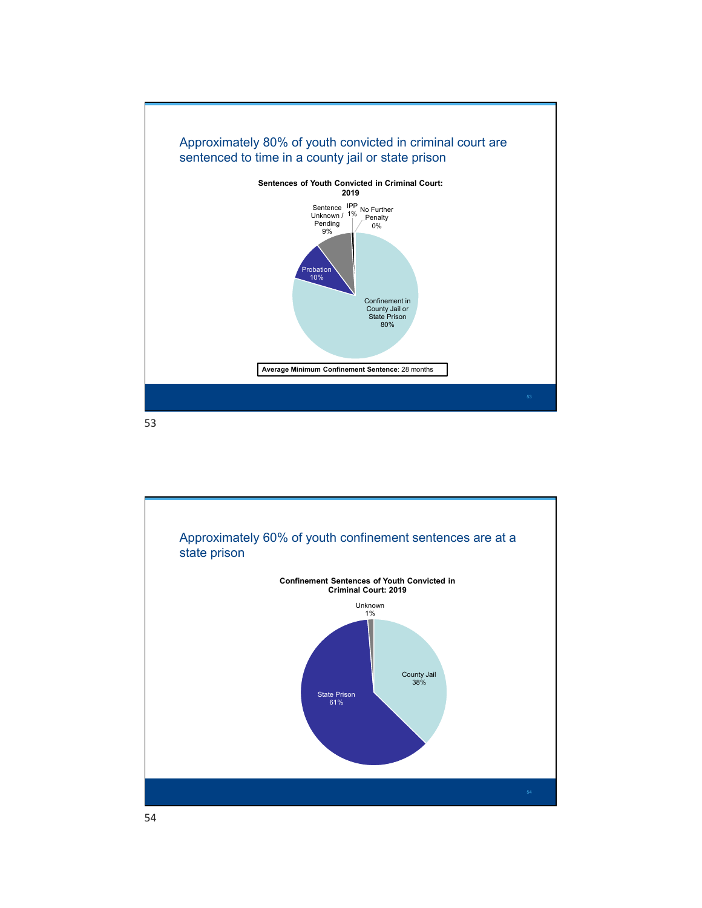## Approximately 80% of youth convicted in criminal court are sentenced to time in a county jail or state prison

**Sentences of Youth Convicted in Criminal Court: 2019**

| Sentence | Percent |
|---|---|
| Confinement in County Jail or State Prison | 80% |
| Probation | 10% |
| Sentence Unknown / Pending | 9% |
| IPP | 1% |
| No Further Penalty | 0% |

**Average Minimum Confinement Sentence**: 28 months

## Approximately 60% of youth confinement sentences are at a state prison

**Confinement Sentences of Youth Convicted in Criminal Court: 2019**

| Confinement | Percent |
|---|---|
| State Prison | 61% |
| County Jail | 38% |
| Unknown | 1% |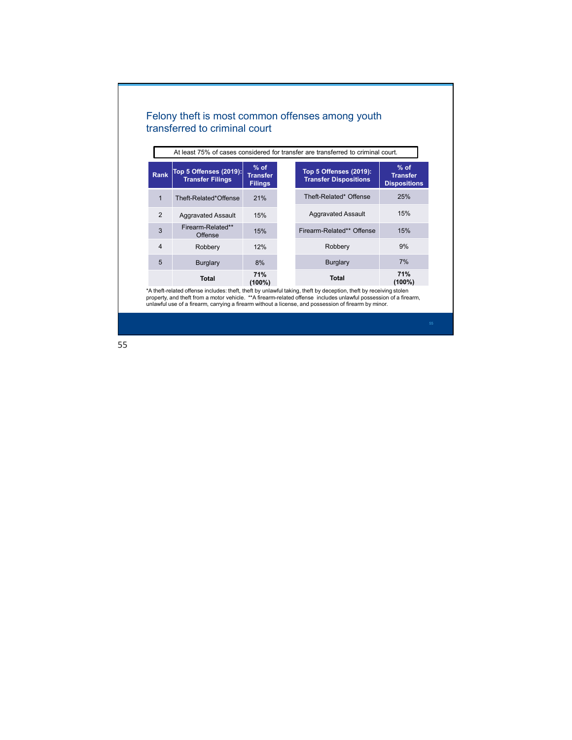## Felony theft is most common offenses among youth transferred to criminal court

At least 75% of cases considered for transfer are transferred to criminal court.

| Rank | Top 5 Offenses (2019): Transfer Filings | % of Transfer Filings |
|---|---|---|
| 1 | Theft-Related*Offense | 21% |
| 2 | Aggravated Assault | 15% |
| 3 | Firearm-Related** Offense | 15% |
| 4 | Robbery | 12% |
| 5 | Burglary | 8% |
| | **Total** | **71% (100%)** |

| Top 5 Offenses (2019): Transfer Dispositions | % of Transfer Dispositions |
|---|---|
| Theft-Related* Offense | 25% |
| Aggravated Assault | 15% |
| Firearm-Related** Offense | 15% |
| Robbery | 9% |
| Burglary | 7% |
| **Total** | **71% (100%)** |

*A theft-related offense includes: theft, theft by unlawful taking, theft by deception, theft by receiving stolen property, and theft from a motor vehicle. **A firearm-related offense includes unlawful possession of a firearm, unlawful use of a firearm, carrying a firearm without a license, and possession of firearm by minor.